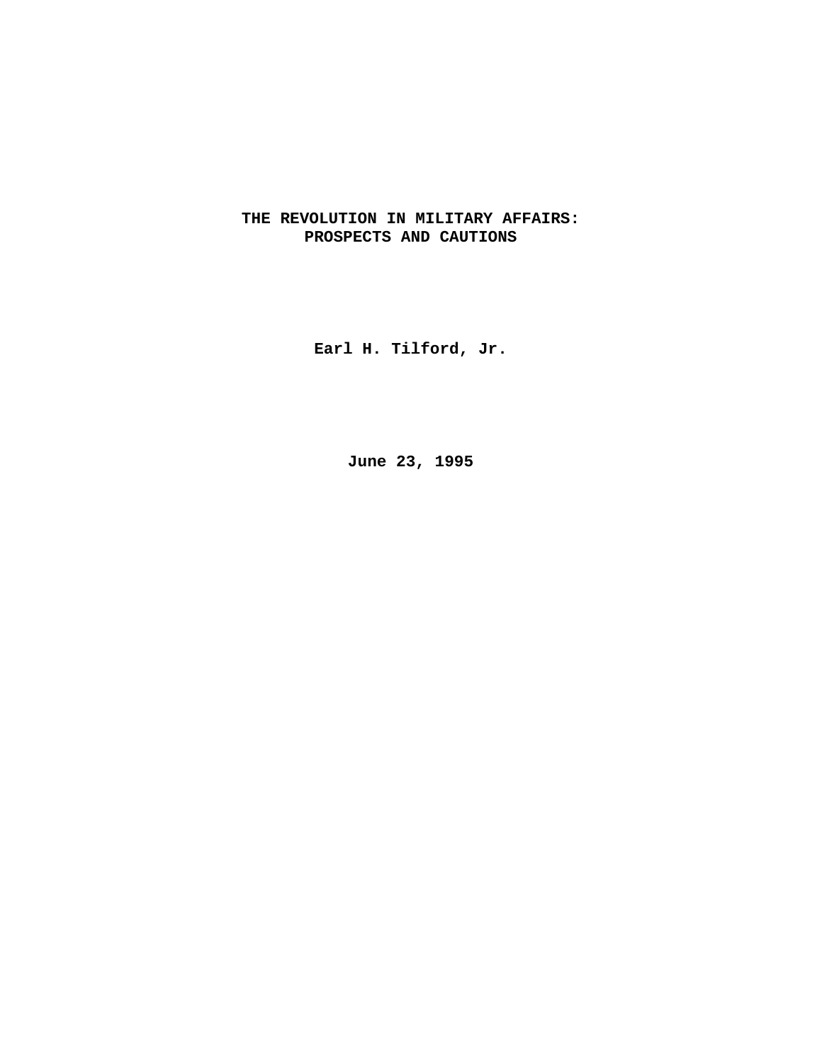# THE REVOLUTION IN MILITARY AFFAIRS: PROSPECTS AND CAUTIONS

**Earl H. Tilford, Jr.**

**June 23, 1995**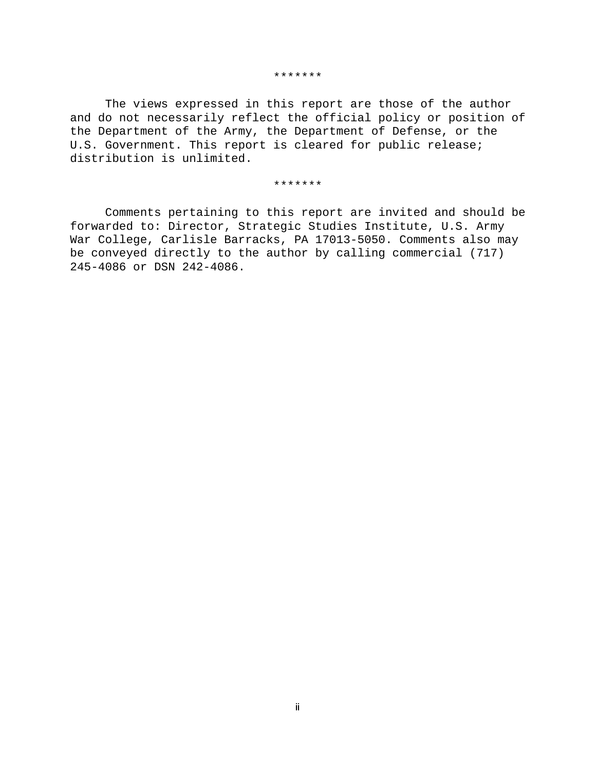*******

The views expressed in this report are those of the author and do not necessarily reflect the official policy or position of the Department of the Army, the Department of Defense, or the U.S. Government. This report is cleared for public release; distribution is unlimited.

*******

Comments pertaining to this report are invited and should be forwarded to: Director, Strategic Studies Institute, U.S. Army War College, Carlisle Barracks, PA 17013-5050. Comments also may be conveyed directly to the author by calling commercial (717) 245-4086 or DSN 242-4086.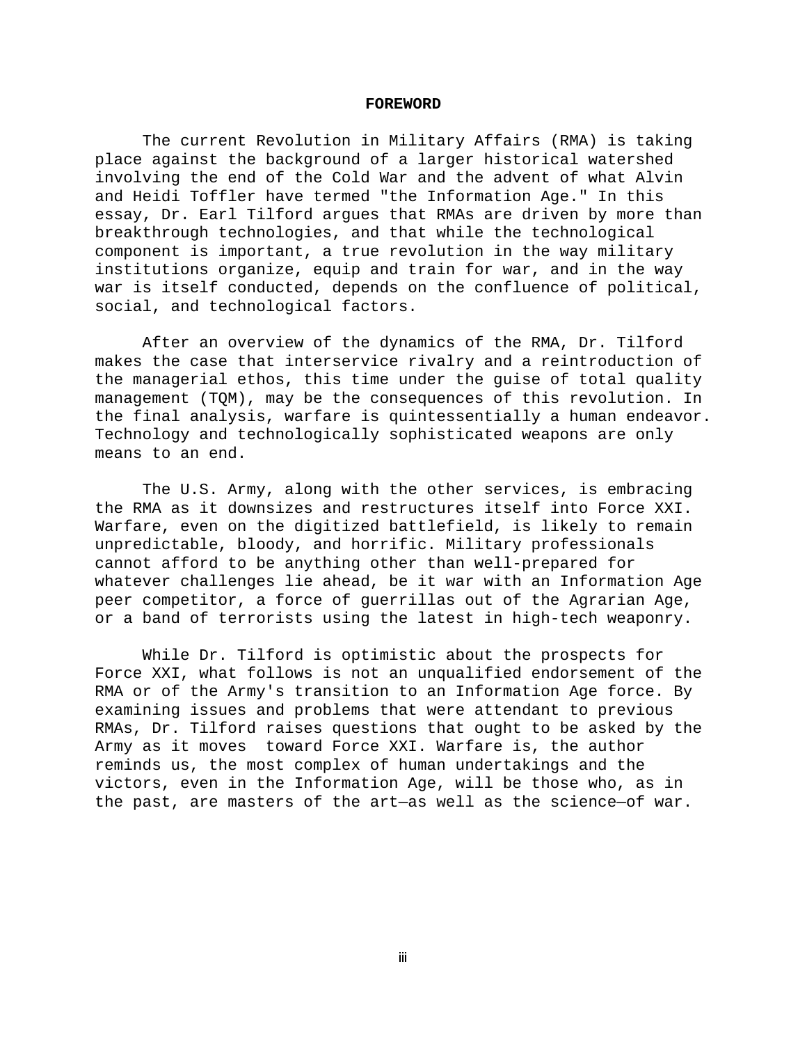# FOREWORD

The current Revolution in Military Affairs (RMA) is taking place against the background of a larger historical watershed involving the end of the Cold War and the advent of what Alvin and Heidi Toffler have termed "the Information Age." In this essay, Dr. Earl Tilford argues that RMAs are driven by more than breakthrough technologies, and that while the technological component is important, a true revolution in the way military institutions organize, equip and train for war, and in the way war is itself conducted, depends on the confluence of political, social, and technological factors.

After an overview of the dynamics of the RMA, Dr. Tilford makes the case that interservice rivalry and a reintroduction of the managerial ethos, this time under the guise of total quality management (TQM), may be the consequences of this revolution. In the final analysis, warfare is quintessentially a human endeavor. Technology and technologically sophisticated weapons are only means to an end.

The U.S. Army, along with the other services, is embracing the RMA as it downsizes and restructures itself into Force XXI. Warfare, even on the digitized battlefield, is likely to remain unpredictable, bloody, and horrific. Military professionals cannot afford to be anything other than well-prepared for whatever challenges lie ahead, be it war with an Information Age peer competitor, a force of guerrillas out of the Agrarian Age, or a band of terrorists using the latest in high-tech weaponry.

While Dr. Tilford is optimistic about the prospects for Force XXI, what follows is not an unqualified endorsement of the RMA or of the Army's transition to an Information Age force. By examining issues and problems that were attendant to previous RMAs, Dr. Tilford raises questions that ought to be asked by the Army as it moves toward Force XXI. Warfare is, the author reminds us, the most complex of human undertakings and the victors, even in the Information Age, will be those who, as in the past, are masters of the art—as well as the science—of war.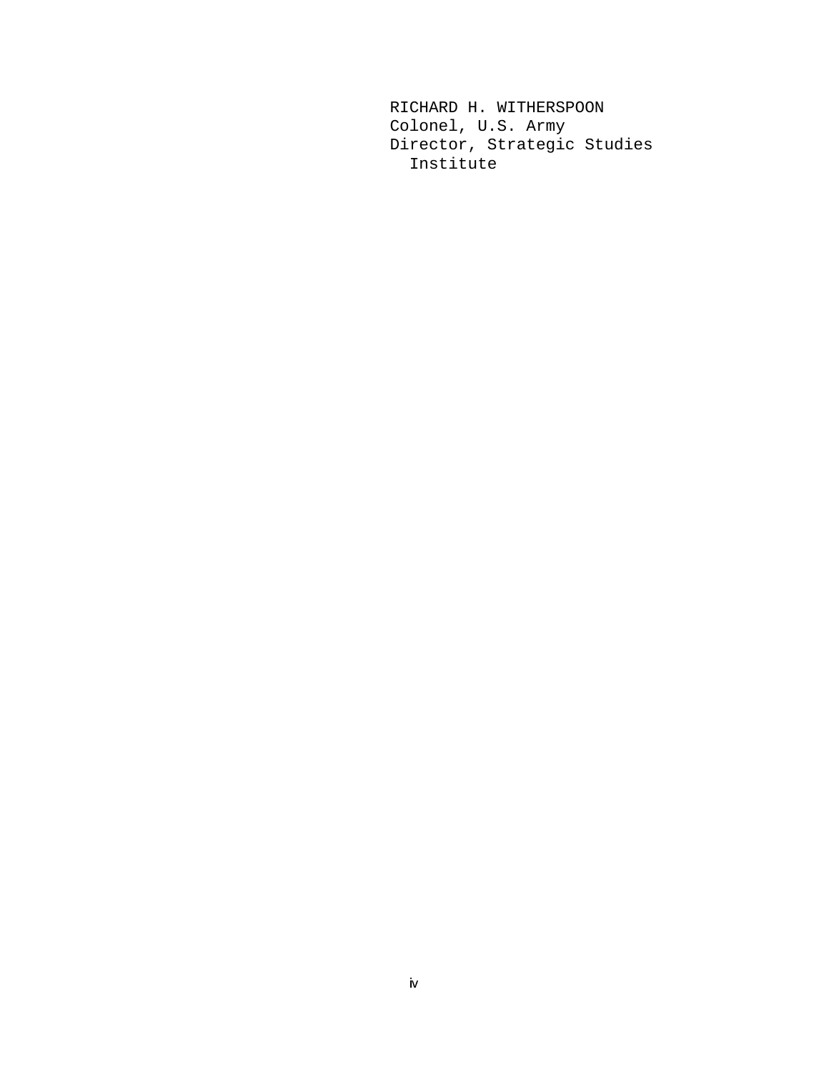RICHARD H. WITHERSPOON
Colonel, U.S. Army
Director, Strategic Studies
Institute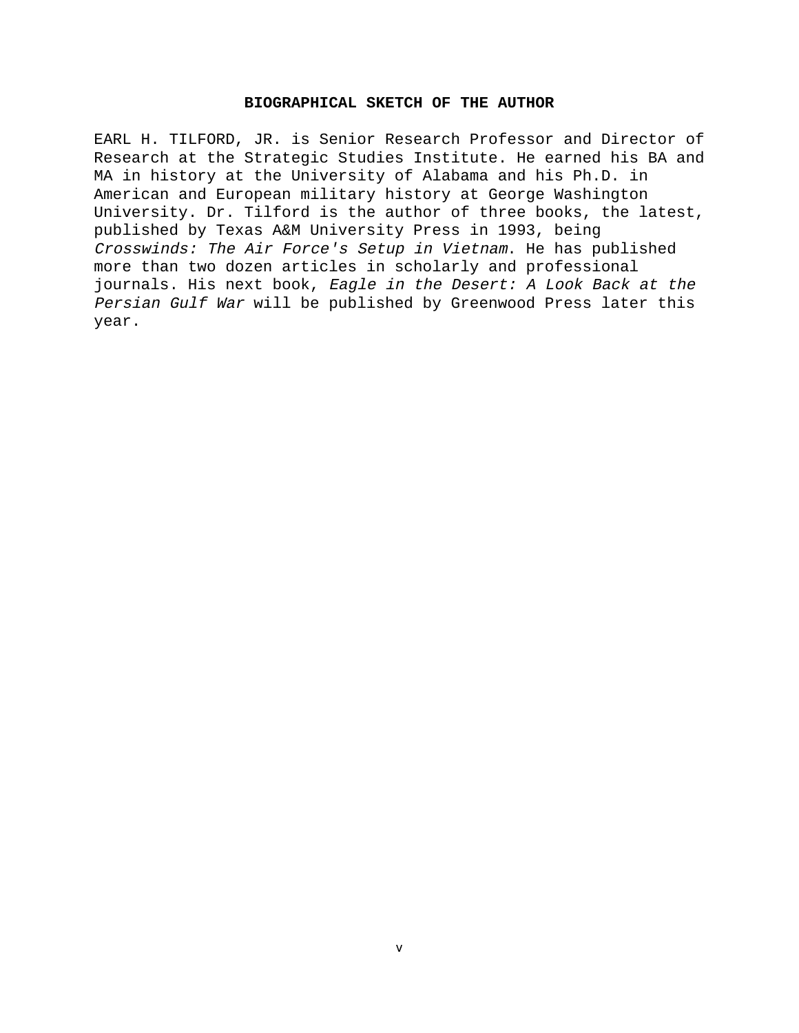## BIOGRAPHICAL SKETCH OF THE AUTHOR

EARL H. TILFORD, JR. is Senior Research Professor and Director of Research at the Strategic Studies Institute. He earned his BA and MA in history at the University of Alabama and his Ph.D. in American and European military history at George Washington University. Dr. Tilford is the author of three books, the latest, published by Texas A&M University Press in 1993, being *Crosswinds: The Air Force's Setup in Vietnam*. He has published more than two dozen articles in scholarly and professional journals. His next book, *Eagle in the Desert: A Look Back at the Persian Gulf War* will be published by Greenwood Press later this year.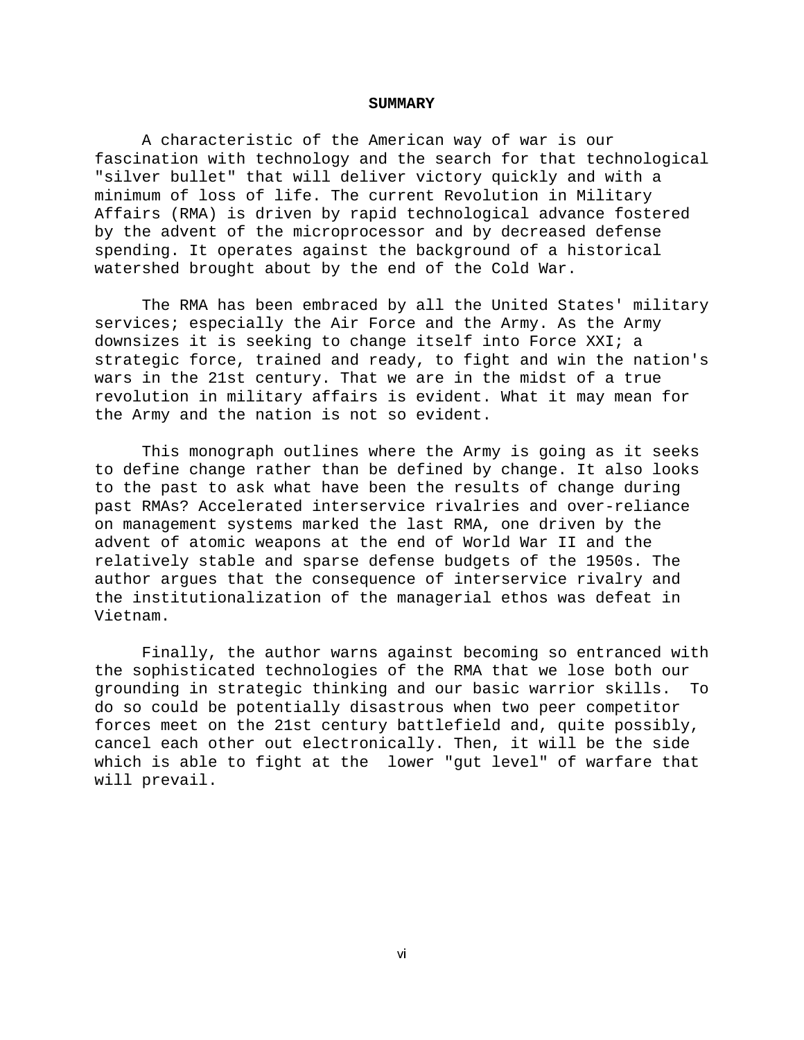## SUMMARY

A characteristic of the American way of war is our fascination with technology and the search for that technological "silver bullet" that will deliver victory quickly and with a minimum of loss of life. The current Revolution in Military Affairs (RMA) is driven by rapid technological advance fostered by the advent of the microprocessor and by decreased defense spending. It operates against the background of a historical watershed brought about by the end of the Cold War.

The RMA has been embraced by all the United States' military services; especially the Air Force and the Army. As the Army downsizes it is seeking to change itself into Force XXI; a strategic force, trained and ready, to fight and win the nation's wars in the 21st century. That we are in the midst of a true revolution in military affairs is evident. What it may mean for the Army and the nation is not so evident.

This monograph outlines where the Army is going as it seeks to define change rather than be defined by change. It also looks to the past to ask what have been the results of change during past RMAs? Accelerated interservice rivalries and over-reliance on management systems marked the last RMA, one driven by the advent of atomic weapons at the end of World War II and the relatively stable and sparse defense budgets of the 1950s. The author argues that the consequence of interservice rivalry and the institutionalization of the managerial ethos was defeat in Vietnam.

Finally, the author warns against becoming so entranced with the sophisticated technologies of the RMA that we lose both our grounding in strategic thinking and our basic warrior skills. To do so could be potentially disastrous when two peer competitor forces meet on the 21st century battlefield and, quite possibly, cancel each other out electronically. Then, it will be the side which is able to fight at the lower "gut level" of warfare that will prevail.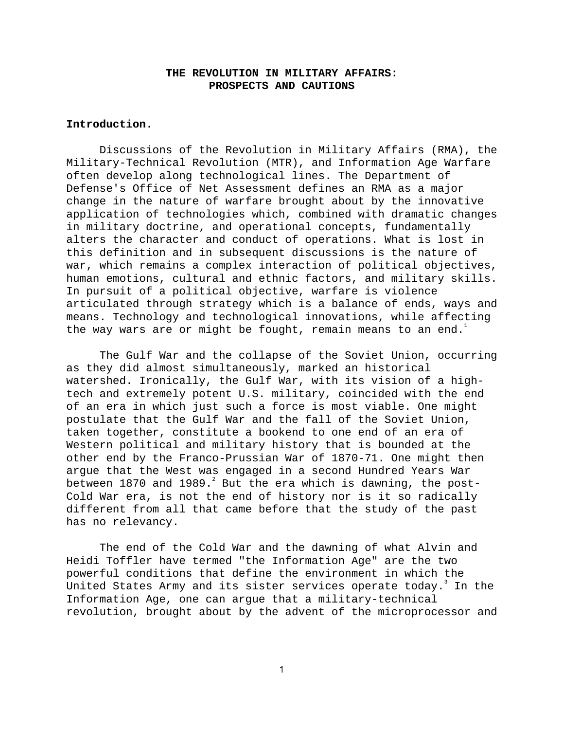# THE REVOLUTION IN MILITARY AFFAIRS: PROSPECTS AND CAUTIONS

**Introduction**.

Discussions of the Revolution in Military Affairs (RMA), the Military-Technical Revolution (MTR), and Information Age Warfare often develop along technological lines. The Department of Defense's Office of Net Assessment defines an RMA as a major change in the nature of warfare brought about by the innovative application of technologies which, combined with dramatic changes in military doctrine, and operational concepts, fundamentally alters the character and conduct of operations. What is lost in this definition and in subsequent discussions is the nature of war, which remains a complex interaction of political objectives, human emotions, cultural and ethnic factors, and military skills. In pursuit of a political objective, warfare is violence articulated through strategy which is a balance of ends, ways and means. Technology and technological innovations, while affecting the way wars are or might be fought, remain means to an end.[1]

The Gulf War and the collapse of the Soviet Union, occurring as they did almost simultaneously, marked an historical watershed. Ironically, the Gulf War, with its vision of a high-tech and extremely potent U.S. military, coincided with the end of an era in which just such a force is most viable. One might postulate that the Gulf War and the fall of the Soviet Union, taken together, constitute a bookend to one end of an era of Western political and military history that is bounded at the other end by the Franco-Prussian War of 1870-71. One might then argue that the West was engaged in a second Hundred Years War between 1870 and 1989.[2] But the era which is dawning, the post-Cold War era, is not the end of history nor is it so radically different from all that came before that the study of the past has no relevancy.

The end of the Cold War and the dawning of what Alvin and Heidi Toffler have termed "the Information Age" are the two powerful conditions that define the environment in which the United States Army and its sister services operate today.[3] In the Information Age, one can argue that a military-technical revolution, brought about by the advent of the microprocessor and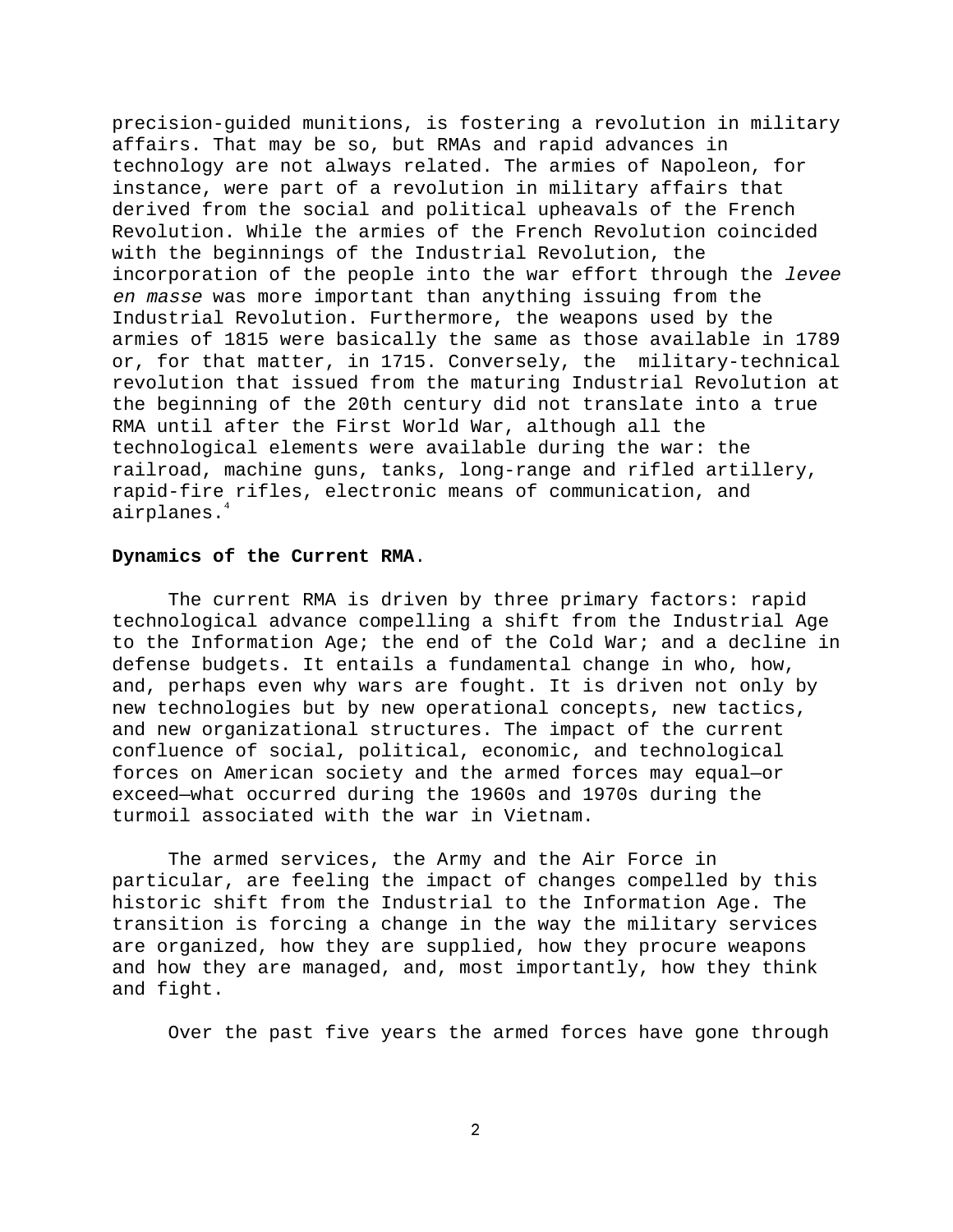precision-guided munitions, is fostering a revolution in military affairs. That may be so, but RMAs and rapid advances in technology are not always related. The armies of Napoleon, for instance, were part of a revolution in military affairs that derived from the social and political upheavals of the French Revolution. While the armies of the French Revolution coincided with the beginnings of the Industrial Revolution, the incorporation of the people into the war effort through the *levee en masse* was more important than anything issuing from the Industrial Revolution. Furthermore, the weapons used by the armies of 1815 were basically the same as those available in 1789 or, for that matter, in 1715. Conversely, the military-technical revolution that issued from the maturing Industrial Revolution at the beginning of the 20th century did not translate into a true RMA until after the First World War, although all the technological elements were available during the war: the railroad, machine guns, tanks, long-range and rifled artillery, rapid-fire rifles, electronic means of communication, and airplanes.[4]

**Dynamics of the Current RMA**.

The current RMA is driven by three primary factors: rapid technological advance compelling a shift from the Industrial Age to the Information Age; the end of the Cold War; and a decline in defense budgets. It entails a fundamental change in who, how, and, perhaps even why wars are fought. It is driven not only by new technologies but by new operational concepts, new tactics, and new organizational structures. The impact of the current confluence of social, political, economic, and technological forces on American society and the armed forces may equal—or exceed—what occurred during the 1960s and 1970s during the turmoil associated with the war in Vietnam.

The armed services, the Army and the Air Force in particular, are feeling the impact of changes compelled by this historic shift from the Industrial to the Information Age. The transition is forcing a change in the way the military services are organized, how they are supplied, how they procure weapons and how they are managed, and, most importantly, how they think and fight.

Over the past five years the armed forces have gone through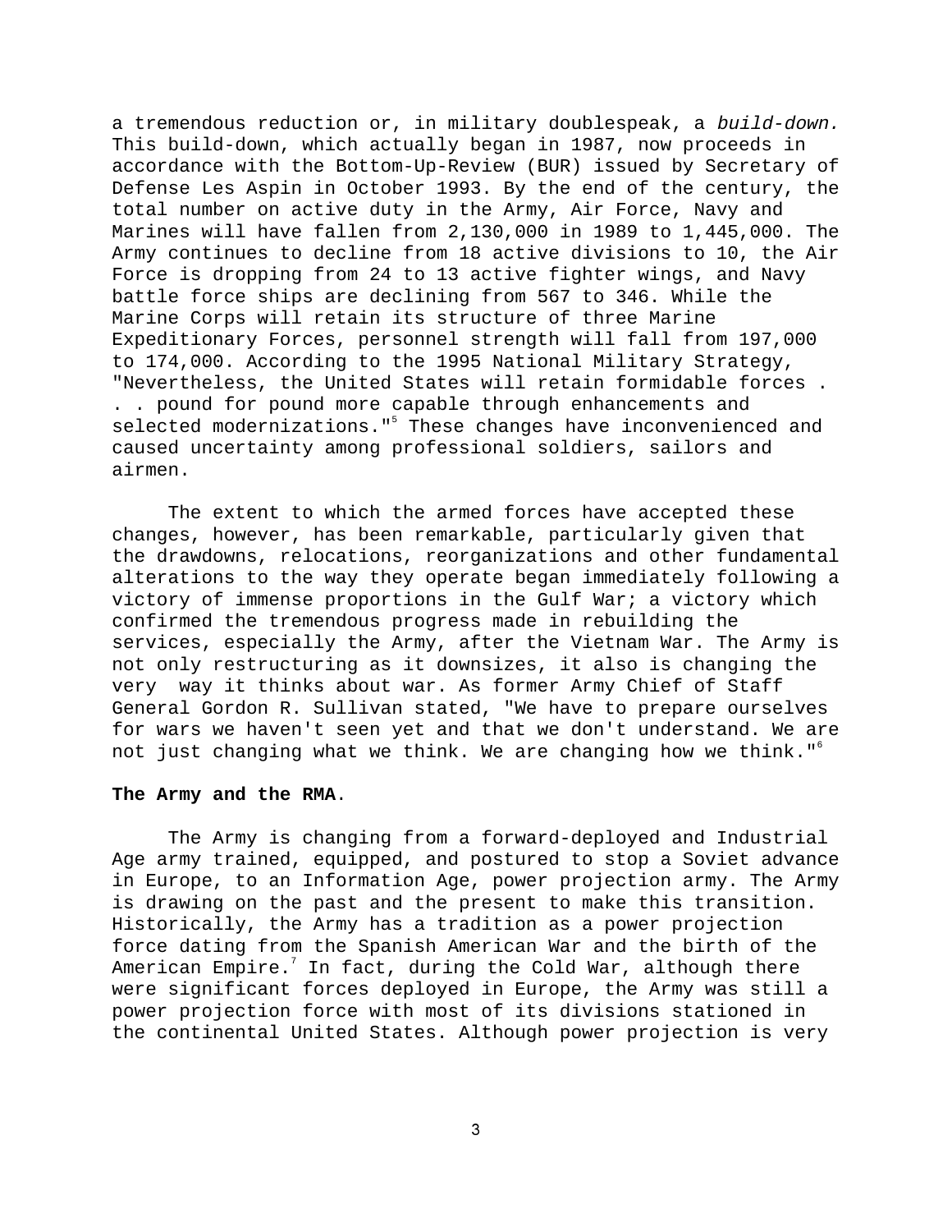a tremendous reduction or, in military doublespeak, a *build-down.* This build-down, which actually began in 1987, now proceeds in accordance with the Bottom-Up-Review (BUR) issued by Secretary of Defense Les Aspin in October 1993. By the end of the century, the total number on active duty in the Army, Air Force, Navy and Marines will have fallen from 2,130,000 in 1989 to 1,445,000. The Army continues to decline from 18 active divisions to 10, the Air Force is dropping from 24 to 13 active fighter wings, and Navy battle force ships are declining from 567 to 346. While the Marine Corps will retain its structure of three Marine Expeditionary Forces, personnel strength will fall from 197,000 to 174,000. According to the 1995 National Military Strategy, "Nevertheless, the United States will retain formidable forces . . . pound for pound more capable through enhancements and selected modernizations."[5] These changes have inconvenienced and caused uncertainty among professional soldiers, sailors and airmen.

The extent to which the armed forces have accepted these changes, however, has been remarkable, particularly given that the drawdowns, relocations, reorganizations and other fundamental alterations to the way they operate began immediately following a victory of immense proportions in the Gulf War; a victory which confirmed the tremendous progress made in rebuilding the services, especially the Army, after the Vietnam War. The Army is not only restructuring as it downsizes, it also is changing the very way it thinks about war. As former Army Chief of Staff General Gordon R. Sullivan stated, "We have to prepare ourselves for wars we haven't seen yet and that we don't understand. We are not just changing what we think. We are changing how we think."[6]

**The Army and the RMA**.

The Army is changing from a forward-deployed and Industrial Age army trained, equipped, and postured to stop a Soviet advance in Europe, to an Information Age, power projection army. The Army is drawing on the past and the present to make this transition. Historically, the Army has a tradition as a power projection force dating from the Spanish American War and the birth of the American Empire.[7] In fact, during the Cold War, although there were significant forces deployed in Europe, the Army was still a power projection force with most of its divisions stationed in the continental United States. Although power projection is very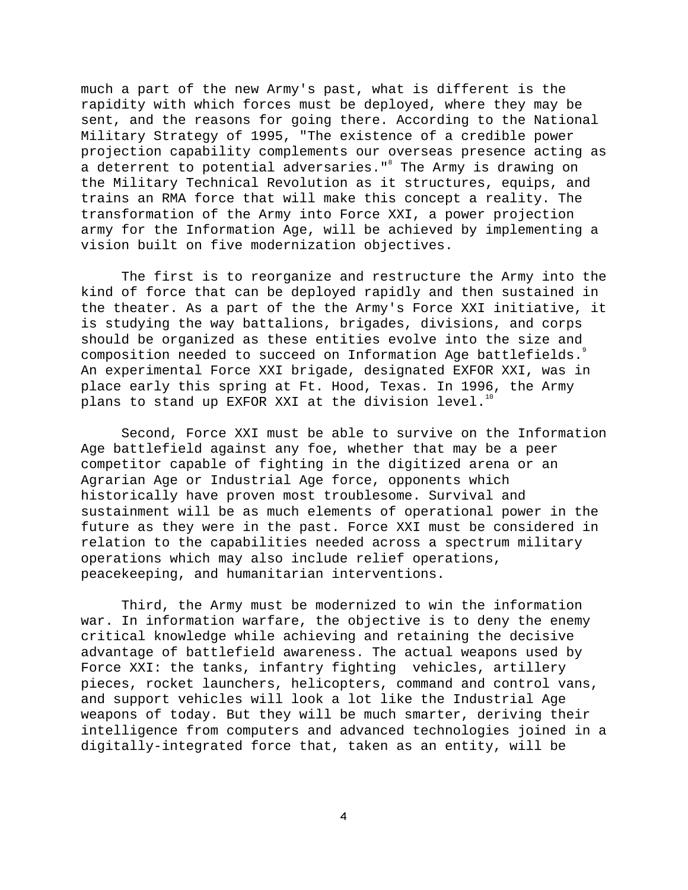much a part of the new Army's past, what is different is the rapidity with which forces must be deployed, where they may be sent, and the reasons for going there. According to the National Military Strategy of 1995, "The existence of a credible power projection capability complements our overseas presence acting as a deterrent to potential adversaries."[8] The Army is drawing on the Military Technical Revolution as it structures, equips, and trains an RMA force that will make this concept a reality. The transformation of the Army into Force XXI, a power projection army for the Information Age, will be achieved by implementing a vision built on five modernization objectives.

The first is to reorganize and restructure the Army into the kind of force that can be deployed rapidly and then sustained in the theater. As a part of the the Army's Force XXI initiative, it is studying the way battalions, brigades, divisions, and corps should be organized as these entities evolve into the size and composition needed to succeed on Information Age battlefields.[9] An experimental Force XXI brigade, designated EXFOR XXI, was in place early this spring at Ft. Hood, Texas. In 1996, the Army plans to stand up EXFOR XXI at the division level.[10]

Second, Force XXI must be able to survive on the Information Age battlefield against any foe, whether that may be a peer competitor capable of fighting in the digitized arena or an Agrarian Age or Industrial Age force, opponents which historically have proven most troublesome. Survival and sustainment will be as much elements of operational power in the future as they were in the past. Force XXI must be considered in relation to the capabilities needed across a spectrum military operations which may also include relief operations, peacekeeping, and humanitarian interventions.

Third, the Army must be modernized to win the information war. In information warfare, the objective is to deny the enemy critical knowledge while achieving and retaining the decisive advantage of battlefield awareness. The actual weapons used by Force XXI: the tanks, infantry fighting vehicles, artillery pieces, rocket launchers, helicopters, command and control vans, and support vehicles will look a lot like the Industrial Age weapons of today. But they will be much smarter, deriving their intelligence from computers and advanced technologies joined in a digitally-integrated force that, taken as an entity, will be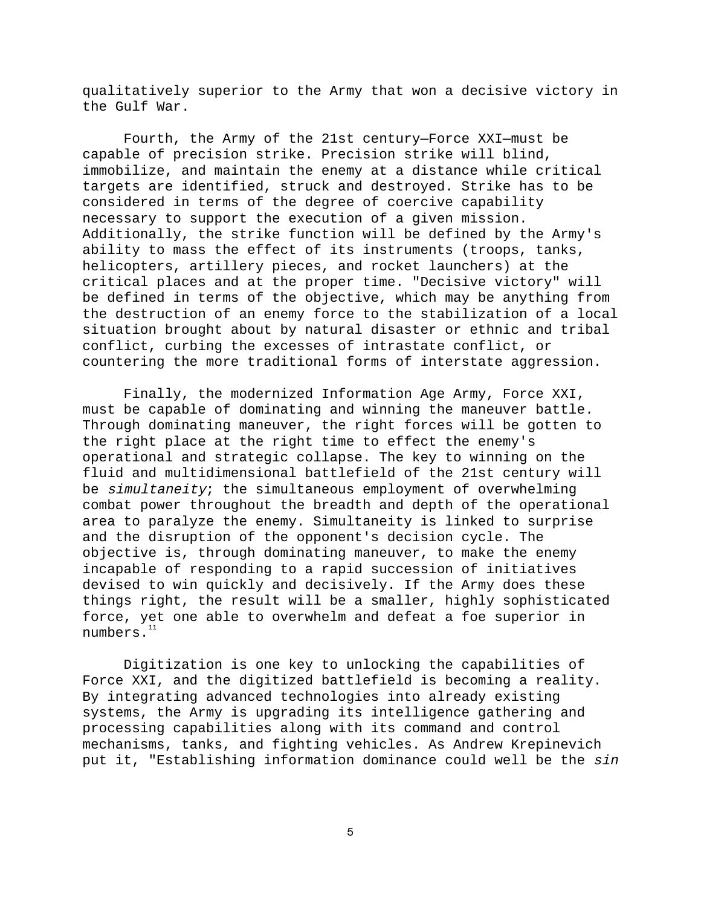qualitatively superior to the Army that won a decisive victory in the Gulf War.

Fourth, the Army of the 21st century—Force XXI—must be capable of precision strike. Precision strike will blind, immobilize, and maintain the enemy at a distance while critical targets are identified, struck and destroyed. Strike has to be considered in terms of the degree of coercive capability necessary to support the execution of a given mission. Additionally, the strike function will be defined by the Army's ability to mass the effect of its instruments (troops, tanks, helicopters, artillery pieces, and rocket launchers) at the critical places and at the proper time. "Decisive victory" will be defined in terms of the objective, which may be anything from the destruction of an enemy force to the stabilization of a local situation brought about by natural disaster or ethnic and tribal conflict, curbing the excesses of intrastate conflict, or countering the more traditional forms of interstate aggression.

Finally, the modernized Information Age Army, Force XXI, must be capable of dominating and winning the maneuver battle. Through dominating maneuver, the right forces will be gotten to the right place at the right time to effect the enemy's operational and strategic collapse. The key to winning on the fluid and multidimensional battlefield of the 21st century will be *simultaneity*; the simultaneous employment of overwhelming combat power throughout the breadth and depth of the operational area to paralyze the enemy. Simultaneity is linked to surprise and the disruption of the opponent's decision cycle. The objective is, through dominating maneuver, to make the enemy incapable of responding to a rapid succession of initiatives devised to win quickly and decisively. If the Army does these things right, the result will be a smaller, highly sophisticated force, yet one able to overwhelm and defeat a foe superior in numbers.[11]

Digitization is one key to unlocking the capabilities of Force XXI, and the digitized battlefield is becoming a reality. By integrating advanced technologies into already existing systems, the Army is upgrading its intelligence gathering and processing capabilities along with its command and control mechanisms, tanks, and fighting vehicles. As Andrew Krepinevich put it, "Establishing information dominance could well be the *sin*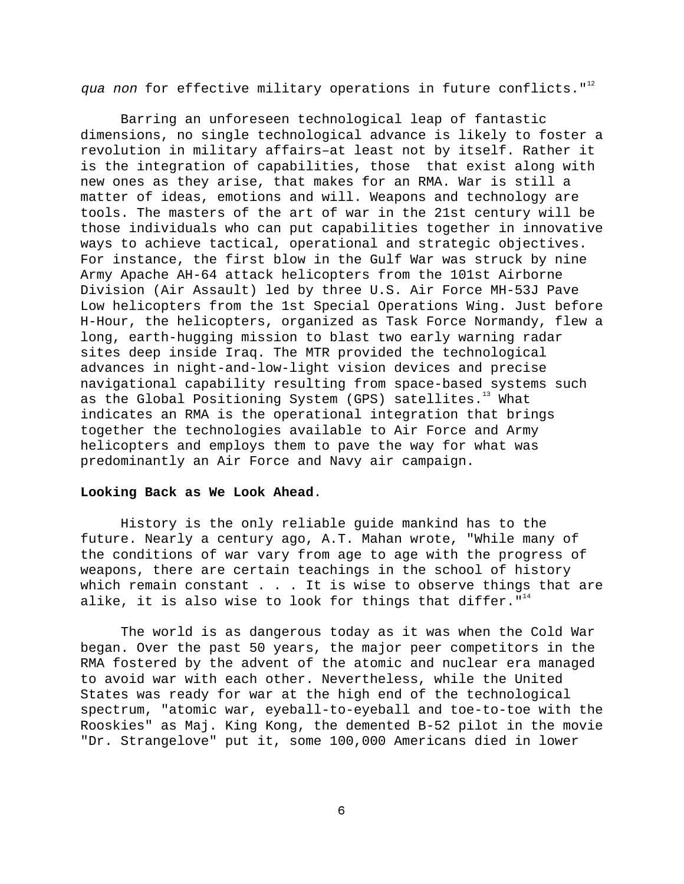*qua non* for effective military operations in future conflicts."[12]

Barring an unforeseen technological leap of fantastic dimensions, no single technological advance is likely to foster a revolution in military affairs–at least not by itself. Rather it is the integration of capabilities, those that exist along with new ones as they arise, that makes for an RMA. War is still a matter of ideas, emotions and will. Weapons and technology are tools. The masters of the art of war in the 21st century will be those individuals who can put capabilities together in innovative ways to achieve tactical, operational and strategic objectives. For instance, the first blow in the Gulf War was struck by nine Army Apache AH-64 attack helicopters from the 101st Airborne Division (Air Assault) led by three U.S. Air Force MH-53J Pave Low helicopters from the 1st Special Operations Wing. Just before H-Hour, the helicopters, organized as Task Force Normandy, flew a long, earth-hugging mission to blast two early warning radar sites deep inside Iraq. The MTR provided the technological advances in night-and-low-light vision devices and precise navigational capability resulting from space-based systems such as the Global Positioning System (GPS) satellites.[13] What indicates an RMA is the operational integration that brings together the technologies available to Air Force and Army helicopters and employs them to pave the way for what was predominantly an Air Force and Navy air campaign.

**Looking Back as We Look Ahead**.

History is the only reliable guide mankind has to the future. Nearly a century ago, A.T. Mahan wrote, "While many of the conditions of war vary from age to age with the progress of weapons, there are certain teachings in the school of history which remain constant . . . It is wise to observe things that are alike, it is also wise to look for things that differ."[14]

The world is as dangerous today as it was when the Cold War began. Over the past 50 years, the major peer competitors in the RMA fostered by the advent of the atomic and nuclear era managed to avoid war with each other. Nevertheless, while the United States was ready for war at the high end of the technological spectrum, "atomic war, eyeball-to-eyeball and toe-to-toe with the Rooskies" as Maj. King Kong, the demented B-52 pilot in the movie "Dr. Strangelove" put it, some 100,000 Americans died in lower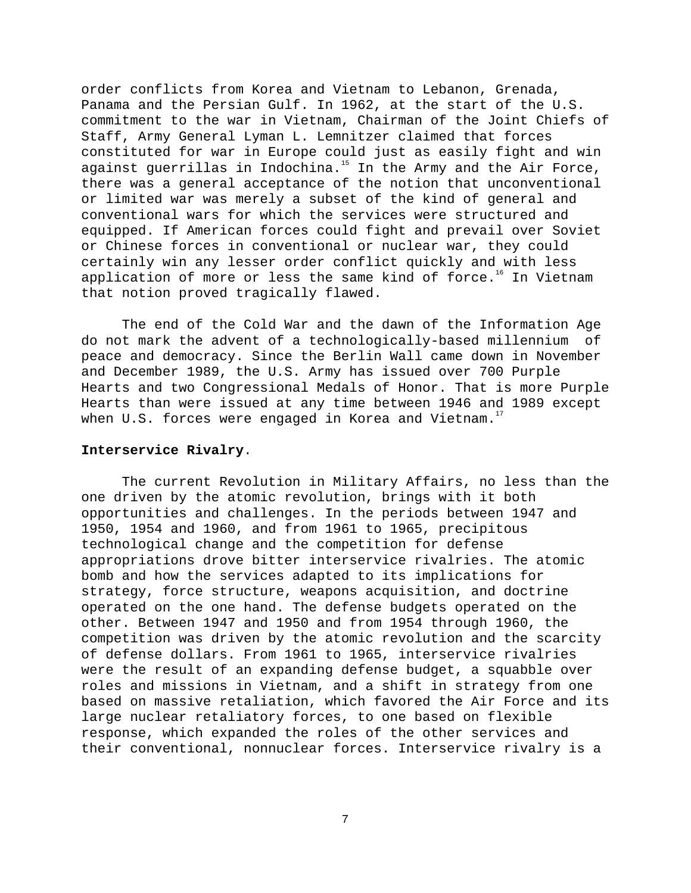order conflicts from Korea and Vietnam to Lebanon, Grenada, Panama and the Persian Gulf. In 1962, at the start of the U.S. commitment to the war in Vietnam, Chairman of the Joint Chiefs of Staff, Army General Lyman L. Lemnitzer claimed that forces constituted for war in Europe could just as easily fight and win against guerrillas in Indochina.[15] In the Army and the Air Force, there was a general acceptance of the notion that unconventional or limited war was merely a subset of the kind of general and conventional wars for which the services were structured and equipped. If American forces could fight and prevail over Soviet or Chinese forces in conventional or nuclear war, they could certainly win any lesser order conflict quickly and with less application of more or less the same kind of force.[16] In Vietnam that notion proved tragically flawed.

The end of the Cold War and the dawn of the Information Age do not mark the advent of a technologically-based millennium of peace and democracy. Since the Berlin Wall came down in November and December 1989, the U.S. Army has issued over 700 Purple Hearts and two Congressional Medals of Honor. That is more Purple Hearts than were issued at any time between 1946 and 1989 except when U.S. forces were engaged in Korea and Vietnam.[17]

**Interservice Rivalry**.

The current Revolution in Military Affairs, no less than the one driven by the atomic revolution, brings with it both opportunities and challenges. In the periods between 1947 and 1950, 1954 and 1960, and from 1961 to 1965, precipitous technological change and the competition for defense appropriations drove bitter interservice rivalries. The atomic bomb and how the services adapted to its implications for strategy, force structure, weapons acquisition, and doctrine operated on the one hand. The defense budgets operated on the other. Between 1947 and 1950 and from 1954 through 1960, the competition was driven by the atomic revolution and the scarcity of defense dollars. From 1961 to 1965, interservice rivalries were the result of an expanding defense budget, a squabble over roles and missions in Vietnam, and a shift in strategy from one based on massive retaliation, which favored the Air Force and its large nuclear retaliatory forces, to one based on flexible response, which expanded the roles of the other services and their conventional, nonnuclear forces. Interservice rivalry is a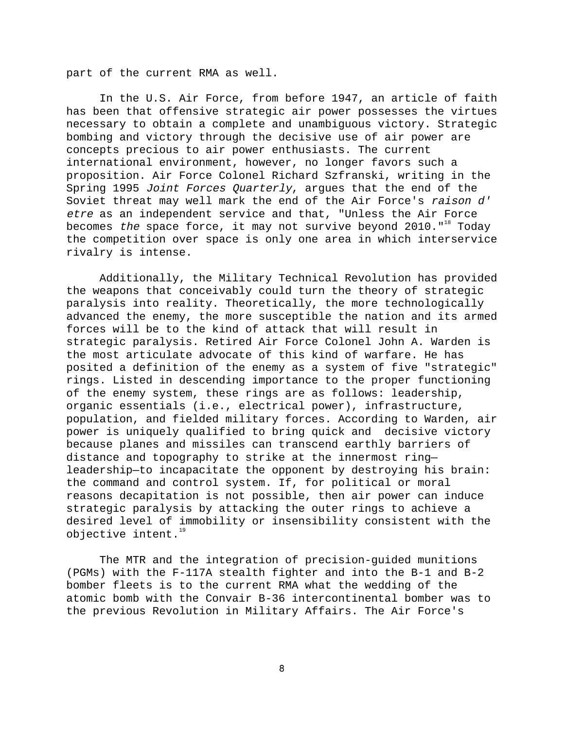part of the current RMA as well.

In the U.S. Air Force, from before 1947, an article of faith has been that offensive strategic air power possesses the virtues necessary to obtain a complete and unambiguous victory. Strategic bombing and victory through the decisive use of air power are concepts precious to air power enthusiasts. The current international environment, however, no longer favors such a proposition. Air Force Colonel Richard Szfranski, writing in the Spring 1995 *Joint Forces Quarterly*, argues that the end of the Soviet threat may well mark the end of the Air Force's *raison d' etre* as an independent service and that, "Unless the Air Force becomes *the* space force, it may not survive beyond 2010."[18] Today the competition over space is only one area in which interservice rivalry is intense.

Additionally, the Military Technical Revolution has provided the weapons that conceivably could turn the theory of strategic paralysis into reality. Theoretically, the more technologically advanced the enemy, the more susceptible the nation and its armed forces will be to the kind of attack that will result in strategic paralysis. Retired Air Force Colonel John A. Warden is the most articulate advocate of this kind of warfare. He has posited a definition of the enemy as a system of five "strategic" rings. Listed in descending importance to the proper functioning of the enemy system, these rings are as follows: leadership, organic essentials (i.e., electrical power), infrastructure, population, and fielded military forces. According to Warden, air power is uniquely qualified to bring quick and decisive victory because planes and missiles can transcend earthly barriers of distance and topography to strike at the innermost ring—leadership—to incapacitate the opponent by destroying his brain: the command and control system. If, for political or moral reasons decapitation is not possible, then air power can induce strategic paralysis by attacking the outer rings to achieve a desired level of immobility or insensibility consistent with the objective intent.[19]

The MTR and the integration of precision-guided munitions (PGMs) with the F-117A stealth fighter and into the B-1 and B-2 bomber fleets is to the current RMA what the wedding of the atomic bomb with the Convair B-36 intercontinental bomber was to the previous Revolution in Military Affairs. The Air Force's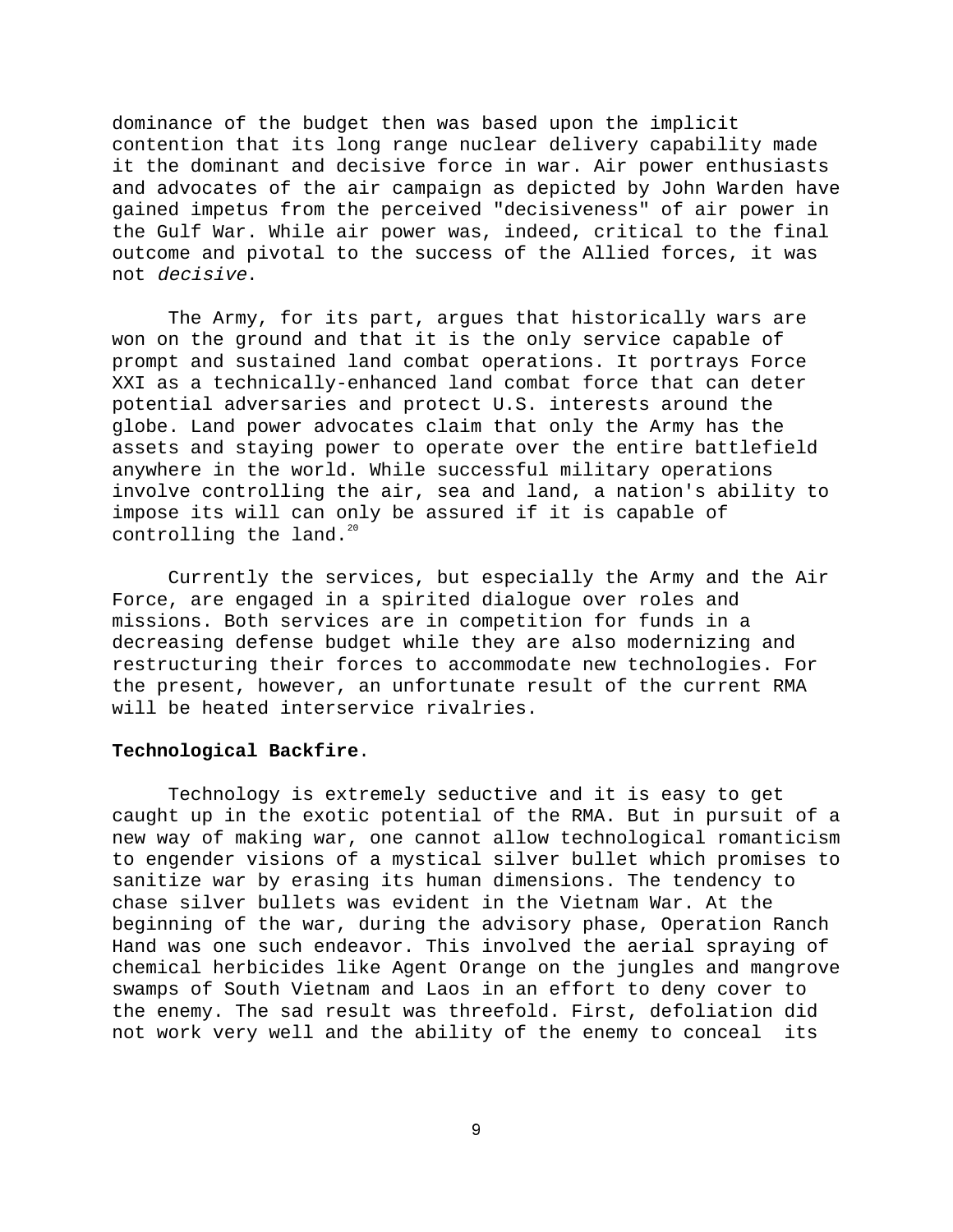dominance of the budget then was based upon the implicit contention that its long range nuclear delivery capability made it the dominant and decisive force in war. Air power enthusiasts and advocates of the air campaign as depicted by John Warden have gained impetus from the perceived "decisiveness" of air power in the Gulf War. While air power was, indeed, critical to the final outcome and pivotal to the success of the Allied forces, it was not *decisive*.

The Army, for its part, argues that historically wars are won on the ground and that it is the only service capable of prompt and sustained land combat operations. It portrays Force XXI as a technically-enhanced land combat force that can deter potential adversaries and protect U.S. interests around the globe. Land power advocates claim that only the Army has the assets and staying power to operate over the entire battlefield anywhere in the world. While successful military operations involve controlling the air, sea and land, a nation's ability to impose its will can only be assured if it is capable of controlling the land.[20]

Currently the services, but especially the Army and the Air Force, are engaged in a spirited dialogue over roles and missions. Both services are in competition for funds in a decreasing defense budget while they are also modernizing and restructuring their forces to accommodate new technologies. For the present, however, an unfortunate result of the current RMA will be heated interservice rivalries.

**Technological Backfire**.

Technology is extremely seductive and it is easy to get caught up in the exotic potential of the RMA. But in pursuit of a new way of making war, one cannot allow technological romanticism to engender visions of a mystical silver bullet which promises to sanitize war by erasing its human dimensions. The tendency to chase silver bullets was evident in the Vietnam War. At the beginning of the war, during the advisory phase, Operation Ranch Hand was one such endeavor. This involved the aerial spraying of chemical herbicides like Agent Orange on the jungles and mangrove swamps of South Vietnam and Laos in an effort to deny cover to the enemy. The sad result was threefold. First, defoliation did not work very well and the ability of the enemy to conceal its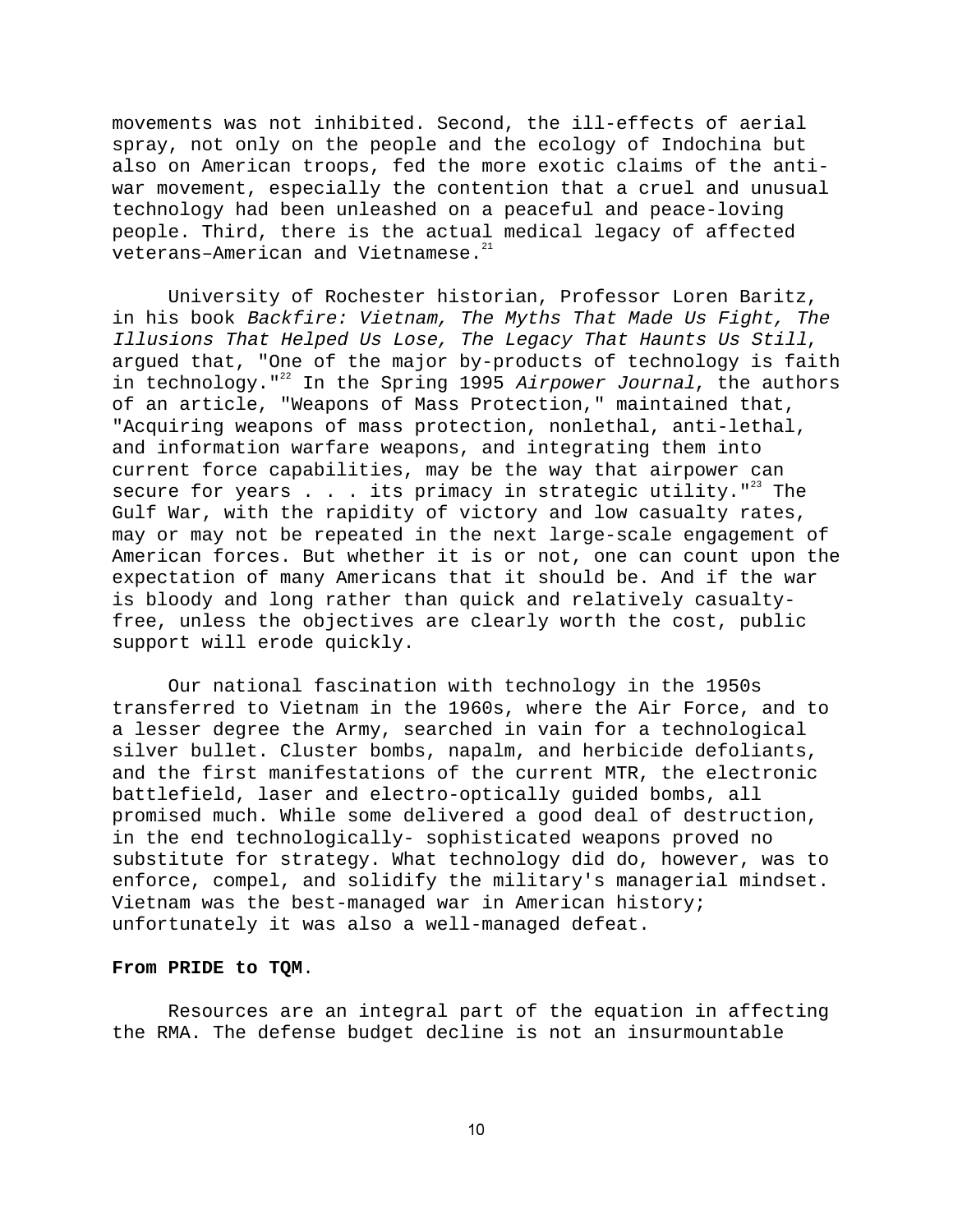movements was not inhibited. Second, the ill-effects of aerial spray, not only on the people and the ecology of Indochina but also on American troops, fed the more exotic claims of the anti-war movement, especially the contention that a cruel and unusual technology had been unleashed on a peaceful and peace-loving people. Third, there is the actual medical legacy of affected veterans–American and Vietnamese.[21]

University of Rochester historian, Professor Loren Baritz, in his book *Backfire: Vietnam, The Myths That Made Us Fight, The Illusions That Helped Us Lose, The Legacy That Haunts Us Still*, argued that, "One of the major by-products of technology is faith in technology."[22] In the Spring 1995 *Airpower Journal*, the authors of an article, "Weapons of Mass Protection," maintained that, "Acquiring weapons of mass protection, nonlethal, anti-lethal, and information warfare weapons, and integrating them into current force capabilities, may be the way that airpower can secure for years . . . its primacy in strategic utility."[23] The Gulf War, with the rapidity of victory and low casualty rates, may or may not be repeated in the next large-scale engagement of American forces. But whether it is or not, one can count upon the expectation of many Americans that it should be. And if the war is bloody and long rather than quick and relatively casualty-free, unless the objectives are clearly worth the cost, public support will erode quickly.

Our national fascination with technology in the 1950s transferred to Vietnam in the 1960s, where the Air Force, and to a lesser degree the Army, searched in vain for a technological silver bullet. Cluster bombs, napalm, and herbicide defoliants, and the first manifestations of the current MTR, the electronic battlefield, laser and electro-optically guided bombs, all promised much. While some delivered a good deal of destruction, in the end technologically- sophisticated weapons proved no substitute for strategy. What technology did do, however, was to enforce, compel, and solidify the military's managerial mindset. Vietnam was the best-managed war in American history; unfortunately it was also a well-managed defeat.

**From PRIDE to TQM**.

Resources are an integral part of the equation in affecting the RMA. The defense budget decline is not an insurmountable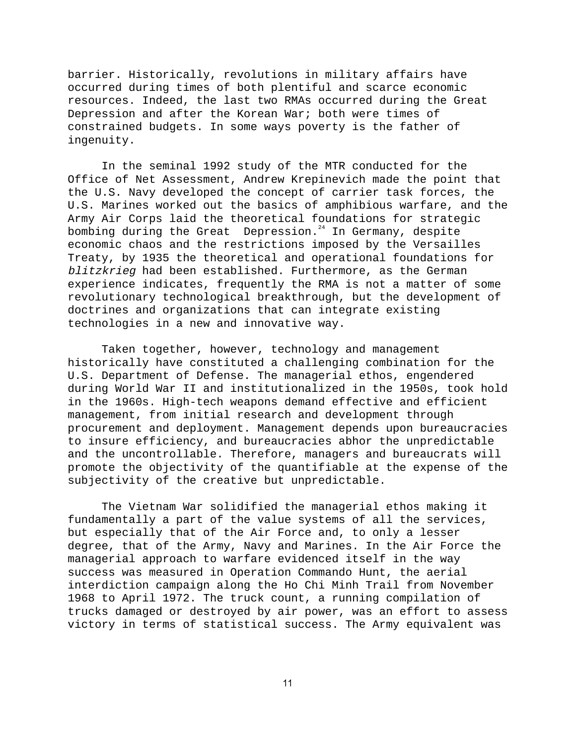barrier. Historically, revolutions in military affairs have occurred during times of both plentiful and scarce economic resources. Indeed, the last two RMAs occurred during the Great Depression and after the Korean War; both were times of constrained budgets. In some ways poverty is the father of ingenuity.

In the seminal 1992 study of the MTR conducted for the Office of Net Assessment, Andrew Krepinevich made the point that the U.S. Navy developed the concept of carrier task forces, the U.S. Marines worked out the basics of amphibious warfare, and the Army Air Corps laid the theoretical foundations for strategic bombing during the Great Depression.[24] In Germany, despite economic chaos and the restrictions imposed by the Versailles Treaty, by 1935 the theoretical and operational foundations for *blitzkrieg* had been established. Furthermore, as the German experience indicates, frequently the RMA is not a matter of some revolutionary technological breakthrough, but the development of doctrines and organizations that can integrate existing technologies in a new and innovative way.

Taken together, however, technology and management historically have constituted a challenging combination for the U.S. Department of Defense. The managerial ethos, engendered during World War II and institutionalized in the 1950s, took hold in the 1960s. High-tech weapons demand effective and efficient management, from initial research and development through procurement and deployment. Management depends upon bureaucracies to insure efficiency, and bureaucracies abhor the unpredictable and the uncontrollable. Therefore, managers and bureaucrats will promote the objectivity of the quantifiable at the expense of the subjectivity of the creative but unpredictable.

The Vietnam War solidified the managerial ethos making it fundamentally a part of the value systems of all the services, but especially that of the Air Force and, to only a lesser degree, that of the Army, Navy and Marines. In the Air Force the managerial approach to warfare evidenced itself in the way success was measured in Operation Commando Hunt, the aerial interdiction campaign along the Ho Chi Minh Trail from November 1968 to April 1972. The truck count, a running compilation of trucks damaged or destroyed by air power, was an effort to assess victory in terms of statistical success. The Army equivalent was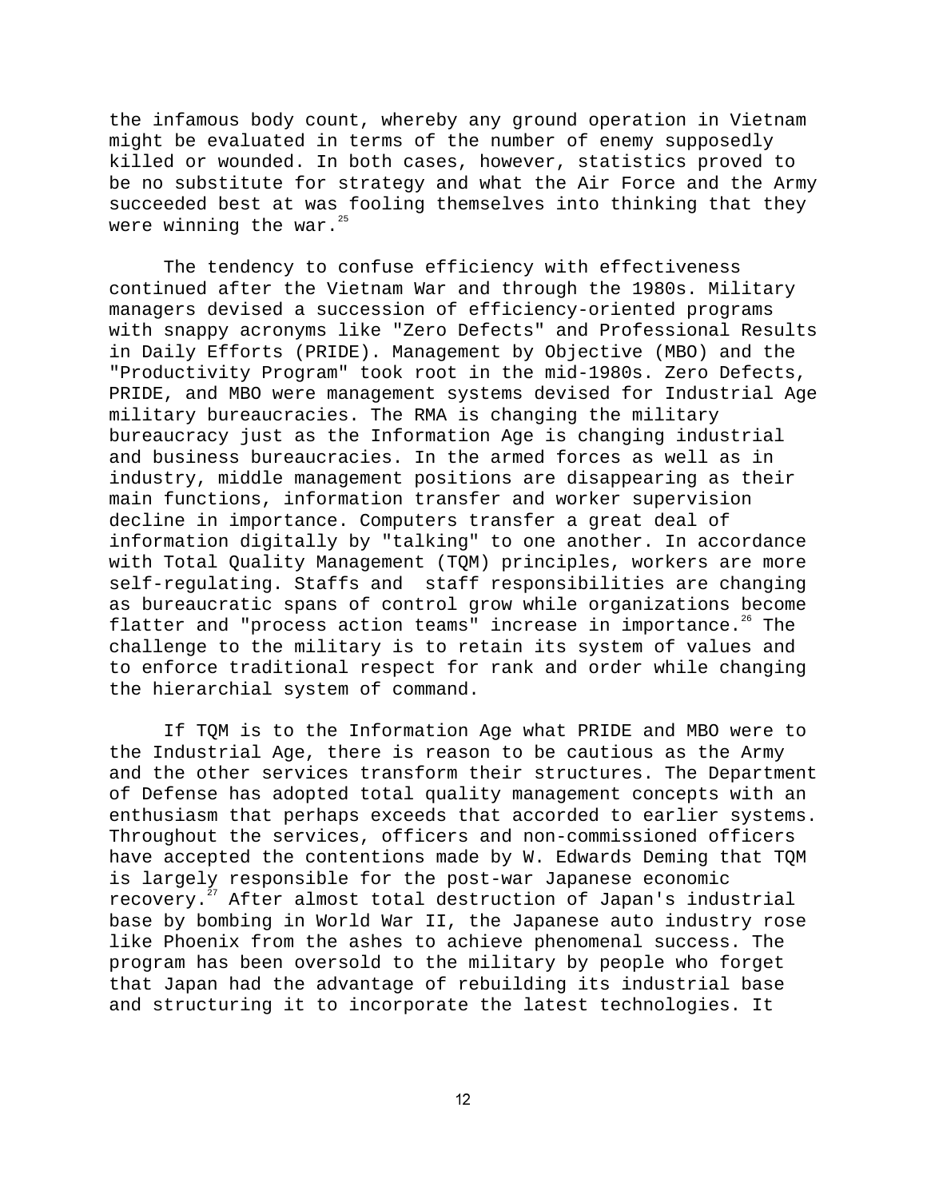the infamous body count, whereby any ground operation in Vietnam might be evaluated in terms of the number of enemy supposedly killed or wounded. In both cases, however, statistics proved to be no substitute for strategy and what the Air Force and the Army succeeded best at was fooling themselves into thinking that they were winning the war.[25]

The tendency to confuse efficiency with effectiveness continued after the Vietnam War and through the 1980s. Military managers devised a succession of efficiency-oriented programs with snappy acronyms like "Zero Defects" and Professional Results in Daily Efforts (PRIDE). Management by Objective (MBO) and the "Productivity Program" took root in the mid-1980s. Zero Defects, PRIDE, and MBO were management systems devised for Industrial Age military bureaucracies. The RMA is changing the military bureaucracy just as the Information Age is changing industrial and business bureaucracies. In the armed forces as well as in industry, middle management positions are disappearing as their main functions, information transfer and worker supervision decline in importance. Computers transfer a great deal of information digitally by "talking" to one another. In accordance with Total Quality Management (TQM) principles, workers are more self-regulating. Staffs and staff responsibilities are changing as bureaucratic spans of control grow while organizations become flatter and "process action teams" increase in importance.[26] The challenge to the military is to retain its system of values and to enforce traditional respect for rank and order while changing the hierarchial system of command.

If TQM is to the Information Age what PRIDE and MBO were to the Industrial Age, there is reason to be cautious as the Army and the other services transform their structures. The Department of Defense has adopted total quality management concepts with an enthusiasm that perhaps exceeds that accorded to earlier systems. Throughout the services, officers and non-commissioned officers have accepted the contentions made by W. Edwards Deming that TQM is largely responsible for the post-war Japanese economic recovery.[27] After almost total destruction of Japan's industrial base by bombing in World War II, the Japanese auto industry rose like Phoenix from the ashes to achieve phenomenal success. The program has been oversold to the military by people who forget that Japan had the advantage of rebuilding its industrial base and structuring it to incorporate the latest technologies. It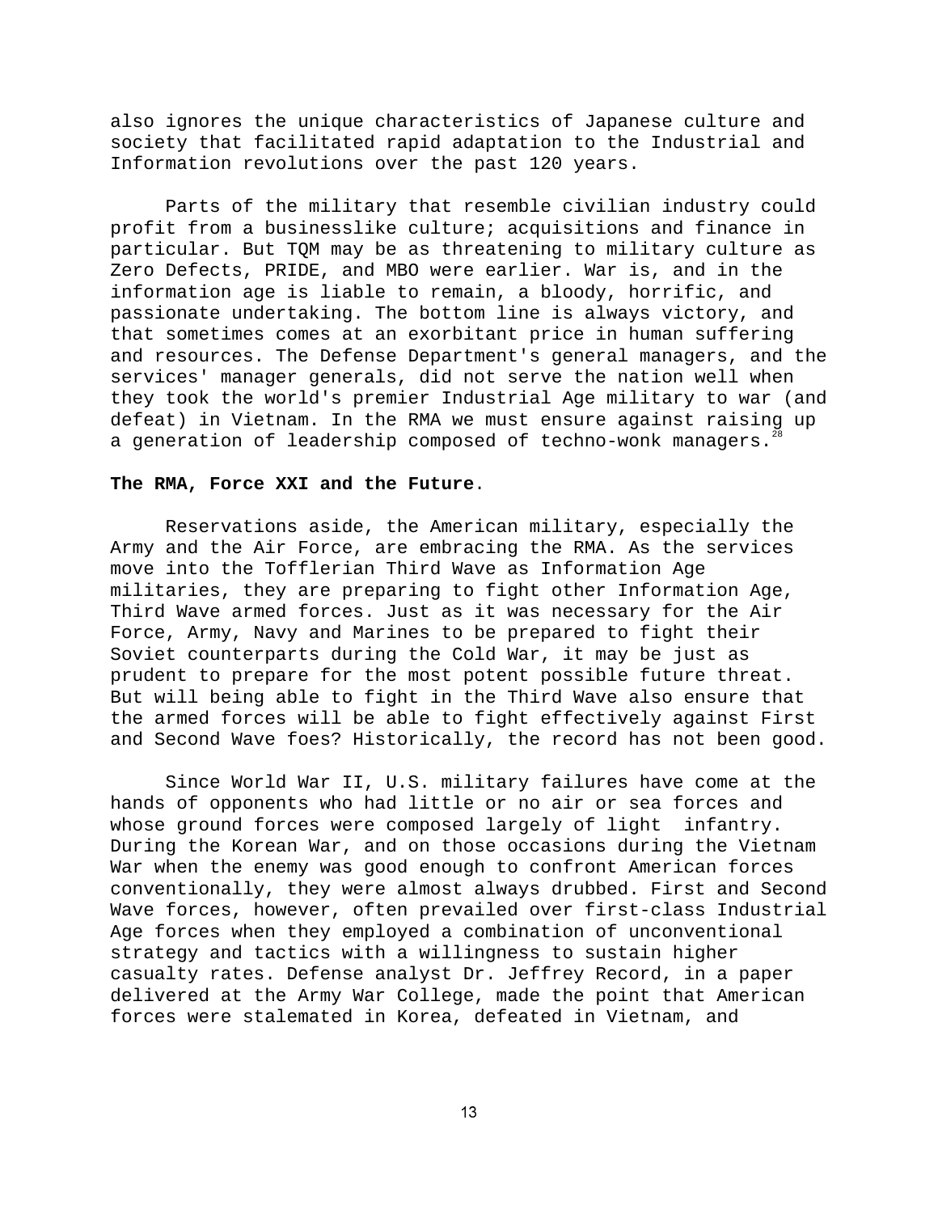also ignores the unique characteristics of Japanese culture and society that facilitated rapid adaptation to the Industrial and Information revolutions over the past 120 years.

Parts of the military that resemble civilian industry could profit from a businesslike culture; acquisitions and finance in particular. But TQM may be as threatening to military culture as Zero Defects, PRIDE, and MBO were earlier. War is, and in the information age is liable to remain, a bloody, horrific, and passionate undertaking. The bottom line is always victory, and that sometimes comes at an exorbitant price in human suffering and resources. The Defense Department's general managers, and the services' manager generals, did not serve the nation well when they took the world's premier Industrial Age military to war (and defeat) in Vietnam. In the RMA we must ensure against raising up a generation of leadership composed of techno-wonk managers.[28]

**The RMA, Force XXI and the Future**.

Reservations aside, the American military, especially the Army and the Air Force, are embracing the RMA. As the services move into the Tofflerian Third Wave as Information Age militaries, they are preparing to fight other Information Age, Third Wave armed forces. Just as it was necessary for the Air Force, Army, Navy and Marines to be prepared to fight their Soviet counterparts during the Cold War, it may be just as prudent to prepare for the most potent possible future threat. But will being able to fight in the Third Wave also ensure that the armed forces will be able to fight effectively against First and Second Wave foes? Historically, the record has not been good.

Since World War II, U.S. military failures have come at the hands of opponents who had little or no air or sea forces and whose ground forces were composed largely of light infantry. During the Korean War, and on those occasions during the Vietnam War when the enemy was good enough to confront American forces conventionally, they were almost always drubbed. First and Second Wave forces, however, often prevailed over first-class Industrial Age forces when they employed a combination of unconventional strategy and tactics with a willingness to sustain higher casualty rates. Defense analyst Dr. Jeffrey Record, in a paper delivered at the Army War College, made the point that American forces were stalemated in Korea, defeated in Vietnam, and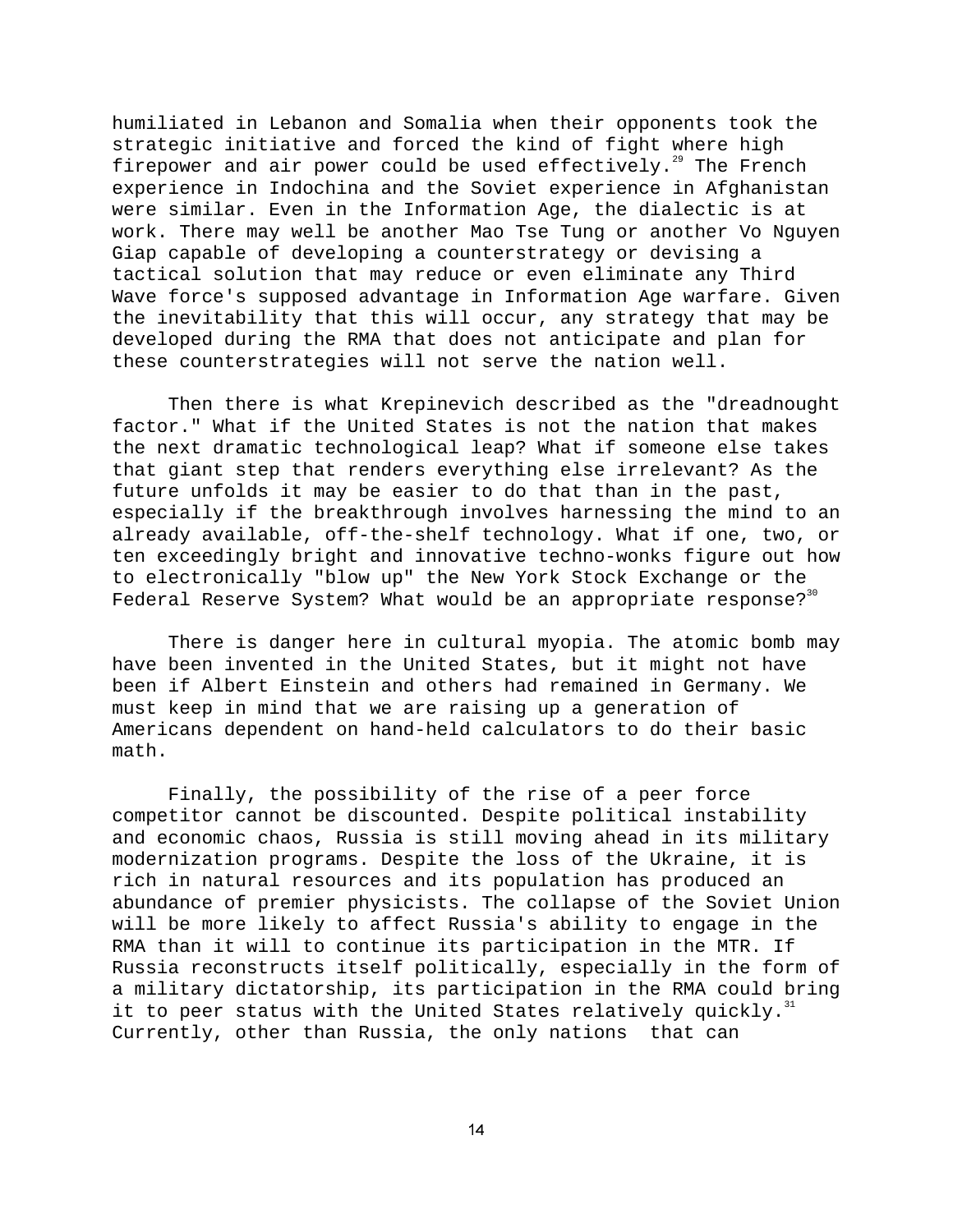humiliated in Lebanon and Somalia when their opponents took the strategic initiative and forced the kind of fight where high firepower and air power could be used effectively.[29] The French experience in Indochina and the Soviet experience in Afghanistan were similar. Even in the Information Age, the dialectic is at work. There may well be another Mao Tse Tung or another Vo Nguyen Giap capable of developing a counterstrategy or devising a tactical solution that may reduce or even eliminate any Third Wave force's supposed advantage in Information Age warfare. Given the inevitability that this will occur, any strategy that may be developed during the RMA that does not anticipate and plan for these counterstrategies will not serve the nation well.

Then there is what Krepinevich described as the "dreadnought factor." What if the United States is not the nation that makes the next dramatic technological leap? What if someone else takes that giant step that renders everything else irrelevant? As the future unfolds it may be easier to do that than in the past, especially if the breakthrough involves harnessing the mind to an already available, off-the-shelf technology. What if one, two, or ten exceedingly bright and innovative techno-wonks figure out how to electronically "blow up" the New York Stock Exchange or the Federal Reserve System? What would be an appropriate response?[30]

There is danger here in cultural myopia. The atomic bomb may have been invented in the United States, but it might not have been if Albert Einstein and others had remained in Germany. We must keep in mind that we are raising up a generation of Americans dependent on hand-held calculators to do their basic math.

Finally, the possibility of the rise of a peer force competitor cannot be discounted. Despite political instability and economic chaos, Russia is still moving ahead in its military modernization programs. Despite the loss of the Ukraine, it is rich in natural resources and its population has produced an abundance of premier physicists. The collapse of the Soviet Union will be more likely to affect Russia's ability to engage in the RMA than it will to continue its participation in the MTR. If Russia reconstructs itself politically, especially in the form of a military dictatorship, its participation in the RMA could bring it to peer status with the United States relatively quickly.[31] Currently, other than Russia, the only nations that can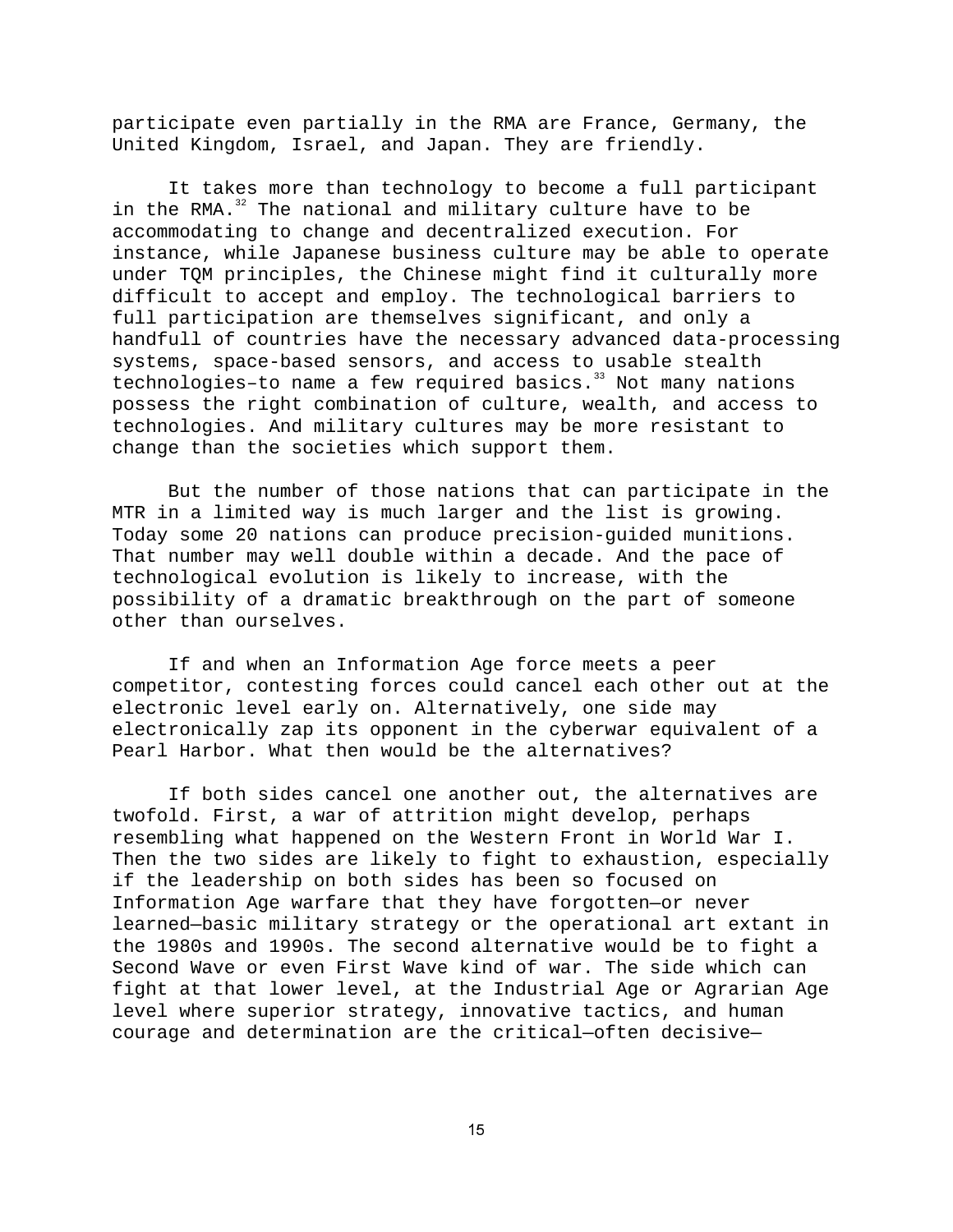participate even partially in the RMA are France, Germany, the United Kingdom, Israel, and Japan. They are friendly.

It takes more than technology to become a full participant in the RMA.[32] The national and military culture have to be accommodating to change and decentralized execution. For instance, while Japanese business culture may be able to operate under TQM principles, the Chinese might find it culturally more difficult to accept and employ. The technological barriers to full participation are themselves significant, and only a handfull of countries have the necessary advanced data-processing systems, space-based sensors, and access to usable stealth technologies–to name a few required basics.[33] Not many nations possess the right combination of culture, wealth, and access to technologies. And military cultures may be more resistant to change than the societies which support them.

But the number of those nations that can participate in the MTR in a limited way is much larger and the list is growing. Today some 20 nations can produce precision-guided munitions. That number may well double within a decade. And the pace of technological evolution is likely to increase, with the possibility of a dramatic breakthrough on the part of someone other than ourselves.

If and when an Information Age force meets a peer competitor, contesting forces could cancel each other out at the electronic level early on. Alternatively, one side may electronically zap its opponent in the cyberwar equivalent of a Pearl Harbor. What then would be the alternatives?

If both sides cancel one another out, the alternatives are twofold. First, a war of attrition might develop, perhaps resembling what happened on the Western Front in World War I. Then the two sides are likely to fight to exhaustion, especially if the leadership on both sides has been so focused on Information Age warfare that they have forgotten—or never learned—basic military strategy or the operational art extant in the 1980s and 1990s. The second alternative would be to fight a Second Wave or even First Wave kind of war. The side which can fight at that lower level, at the Industrial Age or Agrarian Age level where superior strategy, innovative tactics, and human courage and determination are the critical—often decisive—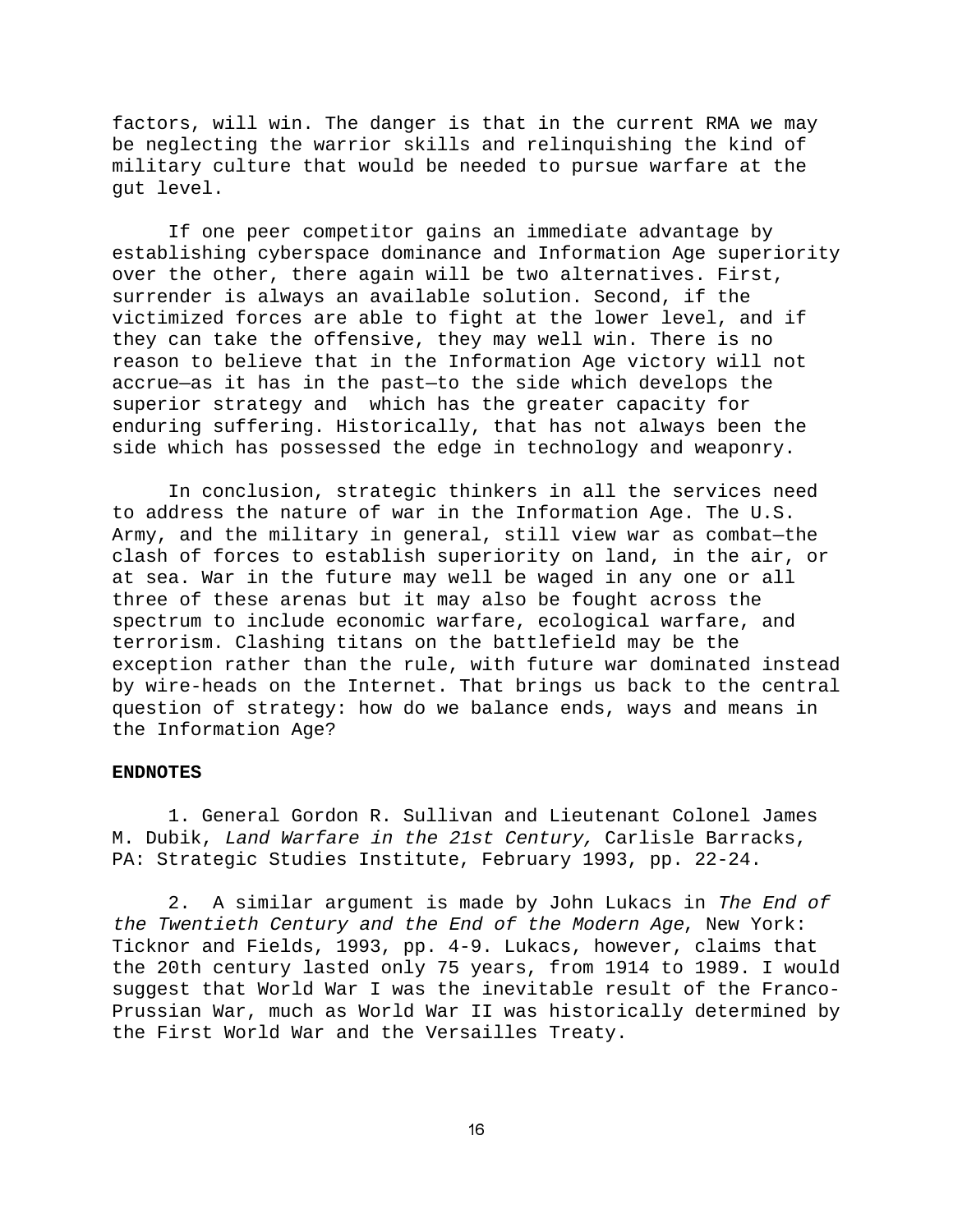factors, will win. The danger is that in the current RMA we may be neglecting the warrior skills and relinquishing the kind of military culture that would be needed to pursue warfare at the gut level.

If one peer competitor gains an immediate advantage by establishing cyberspace dominance and Information Age superiority over the other, there again will be two alternatives. First, surrender is always an available solution. Second, if the victimized forces are able to fight at the lower level, and if they can take the offensive, they may well win. There is no reason to believe that in the Information Age victory will not accrue—as it has in the past—to the side which develops the superior strategy and which has the greater capacity for enduring suffering. Historically, that has not always been the side which has possessed the edge in technology and weaponry.

In conclusion, strategic thinkers in all the services need to address the nature of war in the Information Age. The U.S. Army, and the military in general, still view war as combat—the clash of forces to establish superiority on land, in the air, or at sea. War in the future may well be waged in any one or all three of these arenas but it may also be fought across the spectrum to include economic warfare, ecological warfare, and terrorism. Clashing titans on the battlefield may be the exception rather than the rule, with future war dominated instead by wire-heads on the Internet. That brings us back to the central question of strategy: how do we balance ends, ways and means in the Information Age?

**ENDNOTES**

1. General Gordon R. Sullivan and Lieutenant Colonel James M. Dubik, *Land Warfare in the 21st Century,* Carlisle Barracks, PA: Strategic Studies Institute, February 1993, pp. 22-24.

2. A similar argument is made by John Lukacs in *The End of the Twentieth Century and the End of the Modern Age*, New York: Ticknor and Fields, 1993, pp. 4-9. Lukacs, however, claims that the 20th century lasted only 75 years, from 1914 to 1989. I would suggest that World War I was the inevitable result of the Franco-Prussian War, much as World War II was historically determined by the First World War and the Versailles Treaty.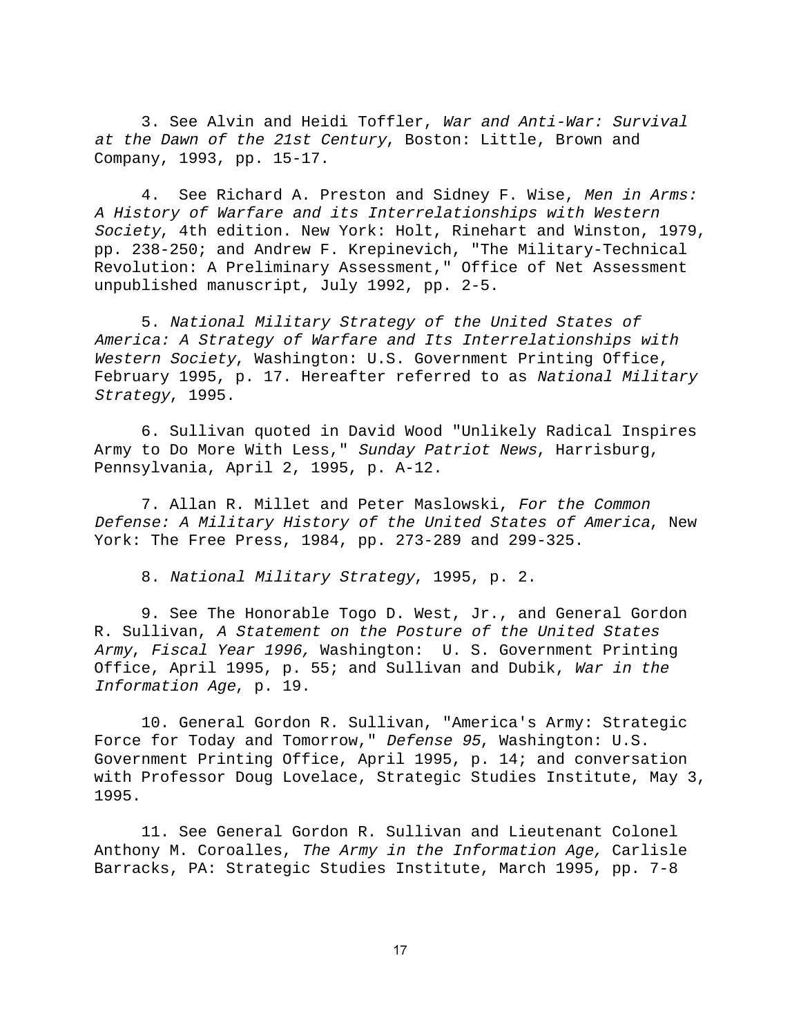3. See Alvin and Heidi Toffler, *War and Anti-War: Survival at the Dawn of the 21st Century*, Boston: Little, Brown and Company, 1993, pp. 15-17.

4. See Richard A. Preston and Sidney F. Wise, *Men in Arms: A History of Warfare and its Interrelationships with Western Society*, 4th edition. New York: Holt, Rinehart and Winston, 1979, pp. 238-250; and Andrew F. Krepinevich, "The Military-Technical Revolution: A Preliminary Assessment," Office of Net Assessment unpublished manuscript, July 1992, pp. 2-5.

5. *National Military Strategy of the United States of America: A Strategy of Warfare and Its Interrelationships with Western Society*, Washington: U.S. Government Printing Office, February 1995, p. 17. Hereafter referred to as *National Military Strategy*, 1995.

6. Sullivan quoted in David Wood "Unlikely Radical Inspires Army to Do More With Less," *Sunday Patriot News*, Harrisburg, Pennsylvania, April 2, 1995, p. A-12.

7. Allan R. Millet and Peter Maslowski, *For the Common Defense: A Military History of the United States of America*, New York: The Free Press, 1984, pp. 273-289 and 299-325.

8. *National Military Strategy*, 1995, p. 2.

9. See The Honorable Togo D. West, Jr., and General Gordon R. Sullivan, *A Statement on the Posture of the United States Army*, *Fiscal Year 1996,* Washington: U. S. Government Printing Office, April 1995, p. 55; and Sullivan and Dubik, *War in the Information Age*, p. 19.

10. General Gordon R. Sullivan, "America's Army: Strategic Force for Today and Tomorrow," *Defense 95*, Washington: U.S. Government Printing Office, April 1995, p. 14; and conversation with Professor Doug Lovelace, Strategic Studies Institute, May 3, 1995.

11. See General Gordon R. Sullivan and Lieutenant Colonel Anthony M. Coroalles, *The Army in the Information Age,* Carlisle Barracks, PA: Strategic Studies Institute, March 1995, pp. 7-8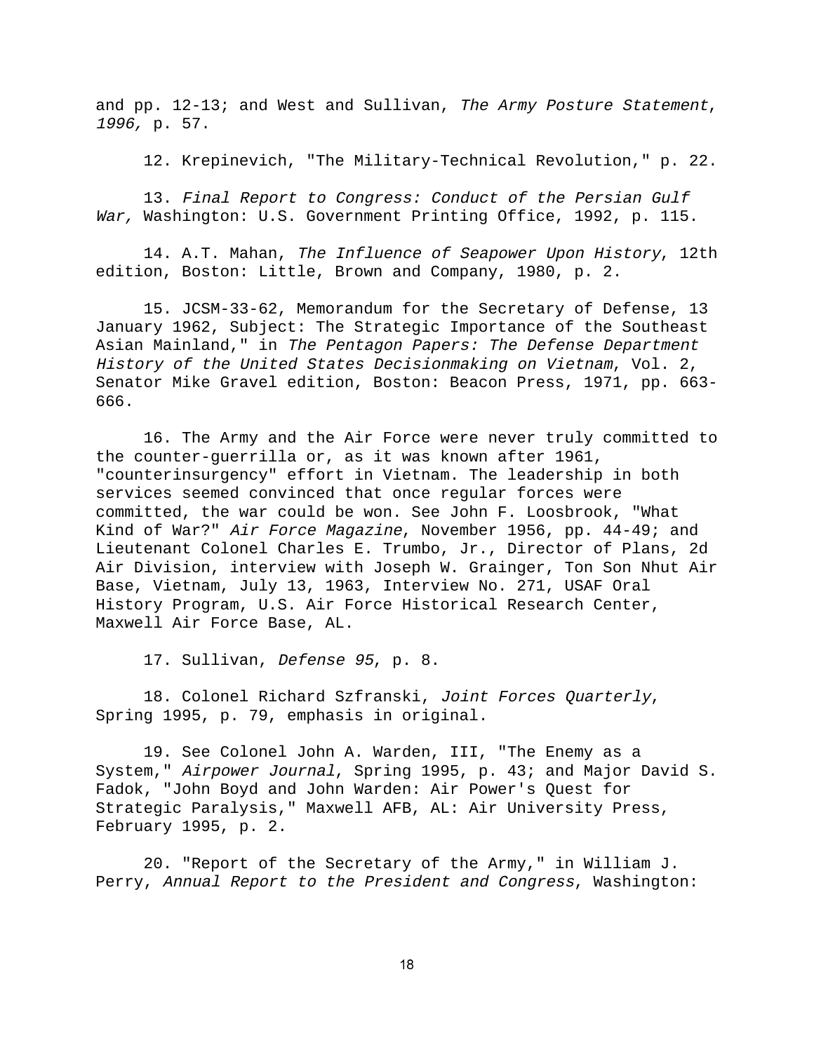and pp. 12-13; and West and Sullivan, *The Army Posture Statement, 1996,* p. 57.

12. Krepinevich, "The Military-Technical Revolution," p. 22.

13. *Final Report to Congress: Conduct of the Persian Gulf War,* Washington: U.S. Government Printing Office, 1992, p. 115.

14. A.T. Mahan, *The Influence of Seapower Upon History*, 12th edition, Boston: Little, Brown and Company, 1980, p. 2.

15. JCSM-33-62, Memorandum for the Secretary of Defense, 13 January 1962, Subject: The Strategic Importance of the Southeast Asian Mainland," in *The Pentagon Papers: The Defense Department History of the United States Decisionmaking on Vietnam*, Vol. 2, Senator Mike Gravel edition, Boston: Beacon Press, 1971, pp. 663-666.

16. The Army and the Air Force were never truly committed to the counter-guerrilla or, as it was known after 1961, "counterinsurgency" effort in Vietnam. The leadership in both services seemed convinced that once regular forces were committed, the war could be won. See John F. Loosbrook, "What Kind of War?" *Air Force Magazine*, November 1956, pp. 44-49; and Lieutenant Colonel Charles E. Trumbo, Jr., Director of Plans, 2d Air Division, interview with Joseph W. Grainger, Ton Son Nhut Air Base, Vietnam, July 13, 1963, Interview No. 271, USAF Oral History Program, U.S. Air Force Historical Research Center, Maxwell Air Force Base, AL.

17. Sullivan, *Defense 95*, p. 8.

18. Colonel Richard Szfranski, *Joint Forces Quarterly*, Spring 1995, p. 79, emphasis in original.

19. See Colonel John A. Warden, III, "The Enemy as a System," *Airpower Journal*, Spring 1995, p. 43; and Major David S. Fadok, "John Boyd and John Warden: Air Power's Quest for Strategic Paralysis," Maxwell AFB, AL: Air University Press, February 1995, p. 2.

20. "Report of the Secretary of the Army," in William J. Perry, *Annual Report to the President and Congress*, Washington: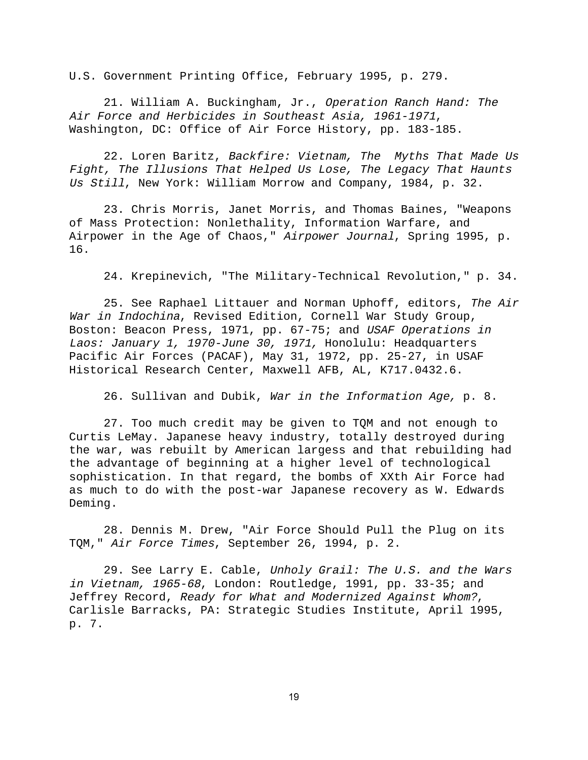U.S. Government Printing Office, February 1995, p. 279.

21. William A. Buckingham, Jr., *Operation Ranch Hand: The Air Force and Herbicides in Southeast Asia, 1961-1971*, Washington, DC: Office of Air Force History, pp. 183-185.

22. Loren Baritz, *Backfire: Vietnam, The Myths That Made Us Fight, The Illusions That Helped Us Lose, The Legacy That Haunts Us Still*, New York: William Morrow and Company, 1984, p. 32.

23. Chris Morris, Janet Morris, and Thomas Baines, "Weapons of Mass Protection: Nonlethality, Information Warfare, and Airpower in the Age of Chaos," *Airpower Journal*, Spring 1995, p. 16.

24. Krepinevich, "The Military-Technical Revolution," p. 34.

25. See Raphael Littauer and Norman Uphoff, editors, *The Air War in Indochina*, Revised Edition, Cornell War Study Group, Boston: Beacon Press, 1971, pp. 67-75; and *USAF Operations in Laos: January 1, 1970-June 30, 1971,* Honolulu: Headquarters Pacific Air Forces (PACAF), May 31, 1972, pp. 25-27, in USAF Historical Research Center, Maxwell AFB, AL, K717.0432.6.

26. Sullivan and Dubik, *War in the Information Age,* p. 8.

27. Too much credit may be given to TQM and not enough to Curtis LeMay. Japanese heavy industry, totally destroyed during the war, was rebuilt by American largess and that rebuilding had the advantage of beginning at a higher level of technological sophistication. In that regard, the bombs of XXth Air Force had as much to do with the post-war Japanese recovery as W. Edwards Deming.

28. Dennis M. Drew, "Air Force Should Pull the Plug on its TQM," *Air Force Times*, September 26, 1994, p. 2.

29. See Larry E. Cable, *Unholy Grail: The U.S. and the Wars in Vietnam, 1965-68*, London: Routledge, 1991, pp. 33-35; and Jeffrey Record, *Ready for What and Modernized Against Whom?*, Carlisle Barracks, PA: Strategic Studies Institute, April 1995, p. 7.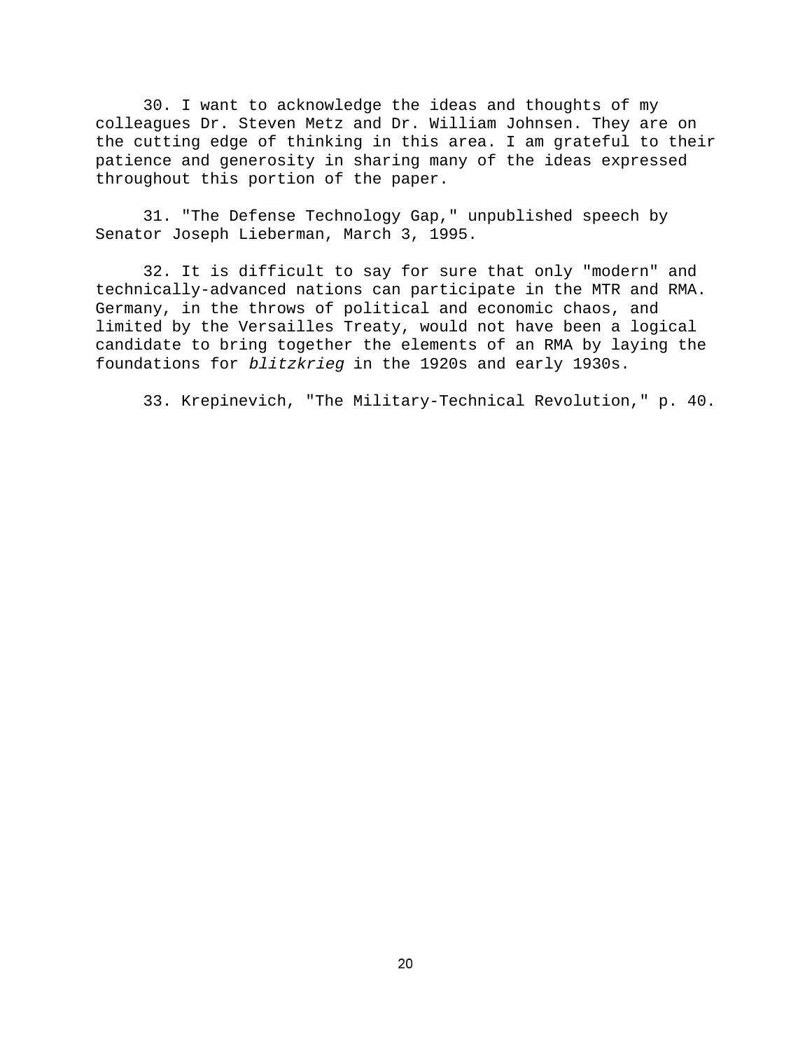30. I want to acknowledge the ideas and thoughts of my colleagues Dr. Steven Metz and Dr. William Johnsen. They are on the cutting edge of thinking in this area. I am grateful to their patience and generosity in sharing many of the ideas expressed throughout this portion of the paper.

31. "The Defense Technology Gap," unpublished speech by Senator Joseph Lieberman, March 3, 1995.

32. It is difficult to say for sure that only "modern" and technically-advanced nations can participate in the MTR and RMA. Germany, in the throws of political and economic chaos, and limited by the Versailles Treaty, would not have been a logical candidate to bring together the elements of an RMA by laying the foundations for *blitzkrieg* in the 1920s and early 1930s.

33. Krepinevich, "The Military-Technical Revolution," p. 40.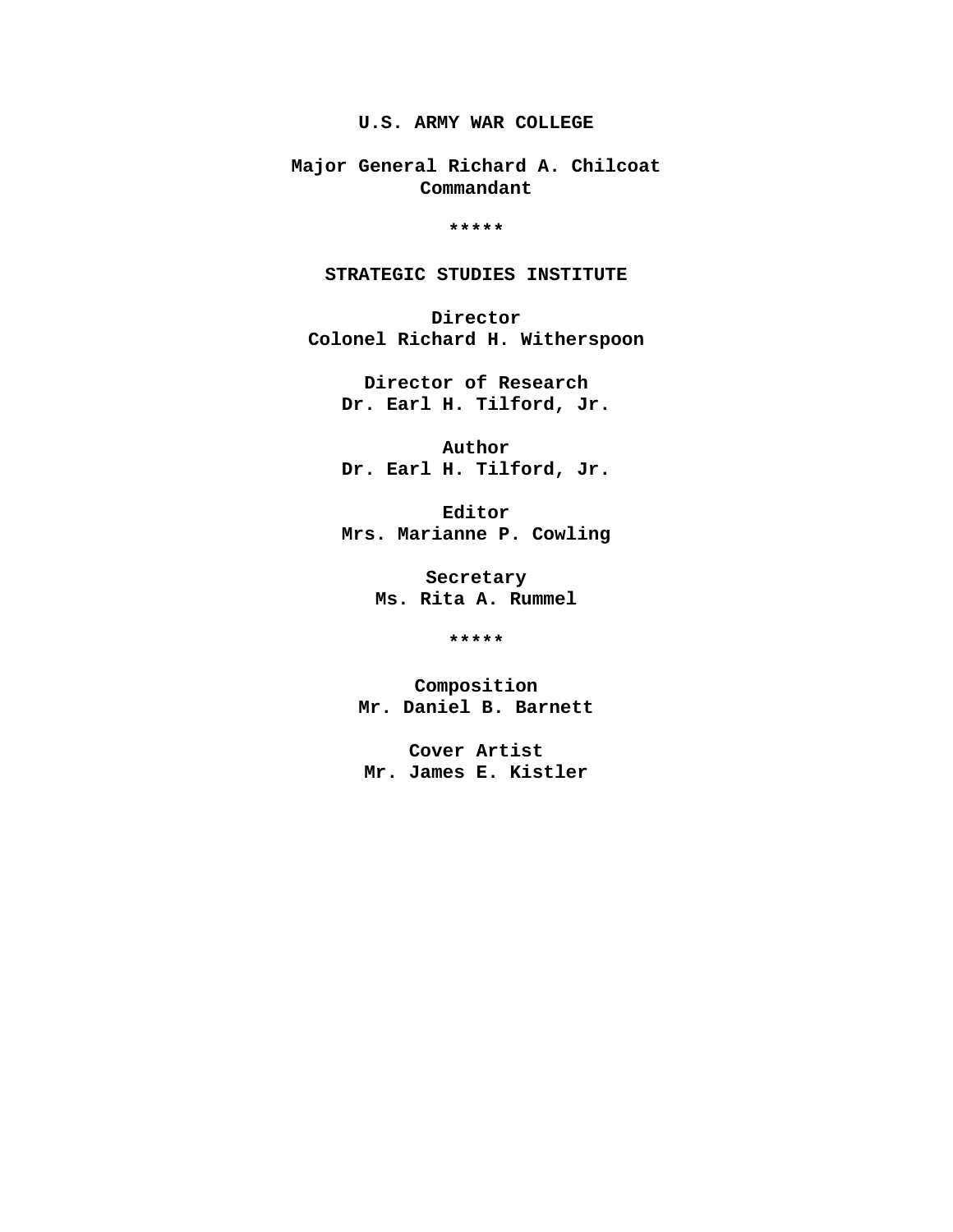**U.S. ARMY WAR COLLEGE**

**Major General Richard A. Chilcoat**
**Commandant**

*****

**STRATEGIC STUDIES INSTITUTE**

**Director**
**Colonel Richard H. Witherspoon**

**Director of Research**
**Dr. Earl H. Tilford, Jr.**

**Author**
**Dr. Earl H. Tilford, Jr.**

**Editor**
**Mrs. Marianne P. Cowling**

**Secretary**
**Ms. Rita A. Rummel**

*****

**Composition**
**Mr. Daniel B. Barnett**

**Cover Artist**
**Mr. James E. Kistler**